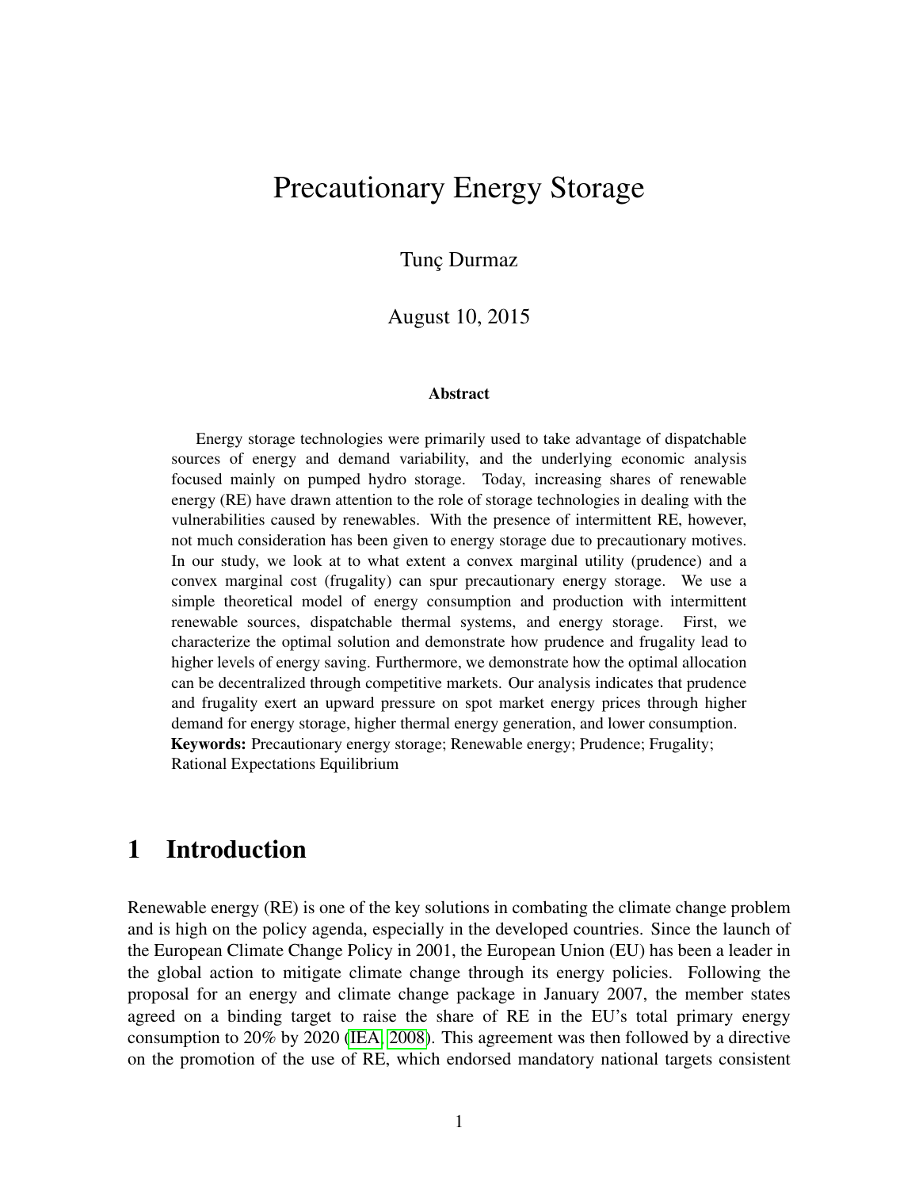# Precautionary Energy Storage

Tunç Durmaz

August 10, 2015

**Abstract**

Energy storage technologies were primarily used to take advantage of dispatchable sources of energy and demand variability, and the underlying economic analysis focused mainly on pumped hydro storage. Today, increasing shares of renewable energy (RE) have drawn attention to the role of storage technologies in dealing with the vulnerabilities caused by renewables. With the presence of intermittent RE, however, not much consideration has been given to energy storage due to precautionary motives. In our study, we look at to what extent a convex marginal utility (prudence) and a convex marginal cost (frugality) can spur precautionary energy storage. We use a simple theoretical model of energy consumption and production with intermittent renewable sources, dispatchable thermal systems, and energy storage. First, we characterize the optimal solution and demonstrate how prudence and frugality lead to higher levels of energy saving. Furthermore, we demonstrate how the optimal allocation can be decentralized through competitive markets. Our analysis indicates that prudence and frugality exert an upward pressure on spot market energy prices through higher demand for energy storage, higher thermal energy generation, and lower consumption.

**Keywords:** Precautionary energy storage; Renewable energy; Prudence; Frugality; Rational Expectations Equilibrium

## 1 Introduction

Renewable energy (RE) is one of the key solutions in combating the climate change problem and is high on the policy agenda, especially in the developed countries. Since the launch of the European Climate Change Policy in 2001, the European Union (EU) has been a leader in the global action to mitigate climate change through its energy policies. Following the proposal for an energy and climate change package in January 2007, the member states agreed on a binding target to raise the share of RE in the EU's total primary energy consumption to 20% by 2020 (IEA, 2008). This agreement was then followed by a directive on the promotion of the use of RE, which endorsed mandatory national targets consistent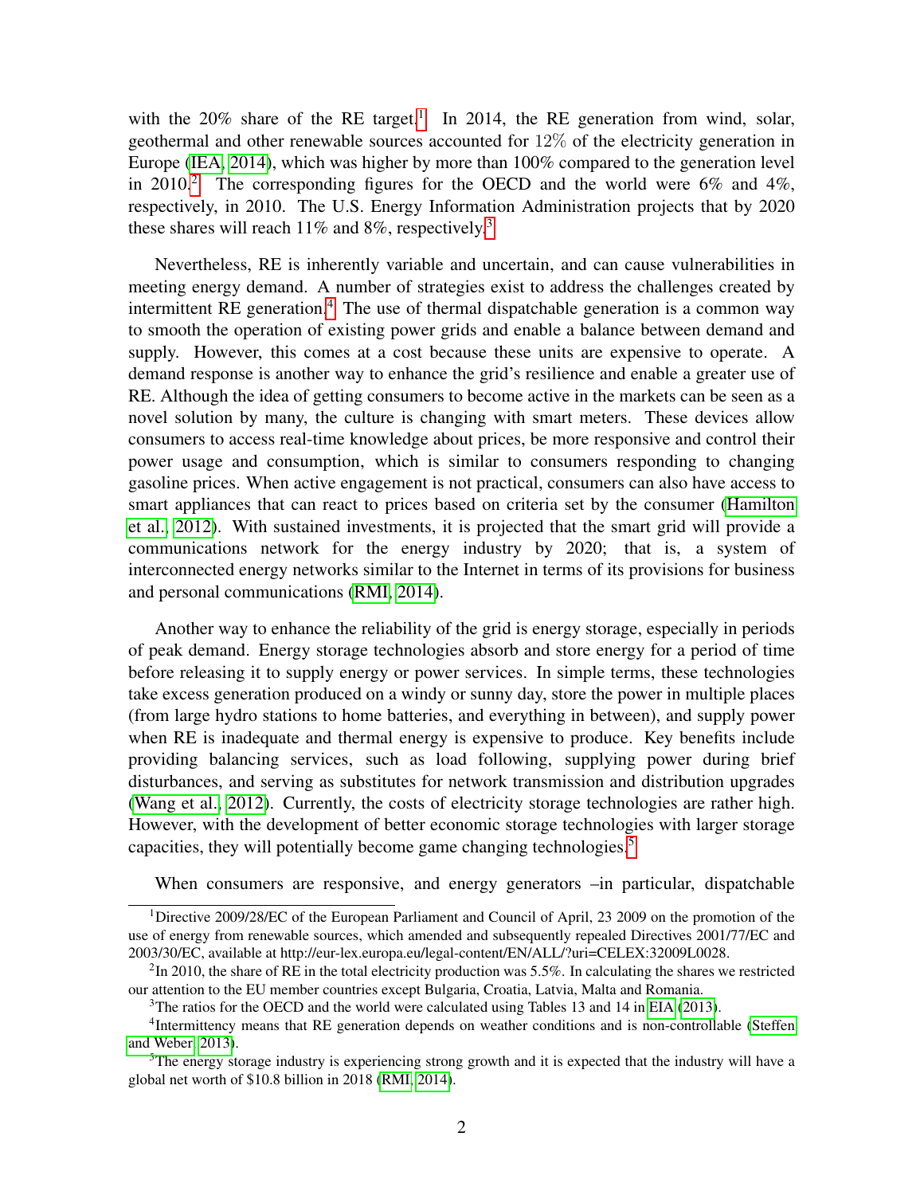with the 20% share of the RE target.[1] In 2014, the RE generation from wind, solar, geothermal and other renewable sources accounted for 12% of the electricity generation in Europe (IEA, 2014), which was higher by more than 100% compared to the generation level in 2010.[2] The corresponding figures for the OECD and the world were 6% and 4%, respectively, in 2010. The U.S. Energy Information Administration projects that by 2020 these shares will reach 11% and 8%, respectively.[3]

Nevertheless, RE is inherently variable and uncertain, and can cause vulnerabilities in meeting energy demand. A number of strategies exist to address the challenges created by intermittent RE generation.[4] The use of thermal dispatchable generation is a common way to smooth the operation of existing power grids and enable a balance between demand and supply. However, this comes at a cost because these units are expensive to operate. A demand response is another way to enhance the grid's resilience and enable a greater use of RE. Although the idea of getting consumers to become active in the markets can be seen as a novel solution by many, the culture is changing with smart meters. These devices allow consumers to access real-time knowledge about prices, be more responsive and control their power usage and consumption, which is similar to consumers responding to changing gasoline prices. When active engagement is not practical, consumers can also have access to smart appliances that can react to prices based on criteria set by the consumer (Hamilton et al., 2012). With sustained investments, it is projected that the smart grid will provide a communications network for the energy industry by 2020; that is, a system of interconnected energy networks similar to the Internet in terms of its provisions for business and personal communications (RMI, 2014).

Another way to enhance the reliability of the grid is energy storage, especially in periods of peak demand. Energy storage technologies absorb and store energy for a period of time before releasing it to supply energy or power services. In simple terms, these technologies take excess generation produced on a windy or sunny day, store the power in multiple places (from large hydro stations to home batteries, and everything in between), and supply power when RE is inadequate and thermal energy is expensive to produce. Key benefits include providing balancing services, such as load following, supplying power during brief disturbances, and serving as substitutes for network transmission and distribution upgrades (Wang et al., 2012). Currently, the costs of electricity storage technologies are rather high. However, with the development of better economic storage technologies with larger storage capacities, they will potentially become game changing technologies.[5]

When consumers are responsive, and energy generators –in particular, dispatchable

---

[1] Directive 2009/28/EC of the European Parliament and Council of April, 23 2009 on the promotion of the use of energy from renewable sources, which amended and subsequently repealed Directives 2001/77/EC and 2003/30/EC, available at http://eur-lex.europa.eu/legal-content/EN/ALL/?uri=CELEX:32009L0028.

[2] In 2010, the share of RE in the total electricity production was 5.5%. In calculating the shares we restricted our attention to the EU member countries except Bulgaria, Croatia, Latvia, Malta and Romania.

[3] The ratios for the OECD and the world were calculated using Tables 13 and 14 in EIA (2013).

[4] Intermittency means that RE generation depends on weather conditions and is non-controllable (Steffen and Weber, 2013).

[5] The energy storage industry is experiencing strong growth and it is expected that the industry will have a global net worth of $10.8 billion in 2018 (RMI, 2014).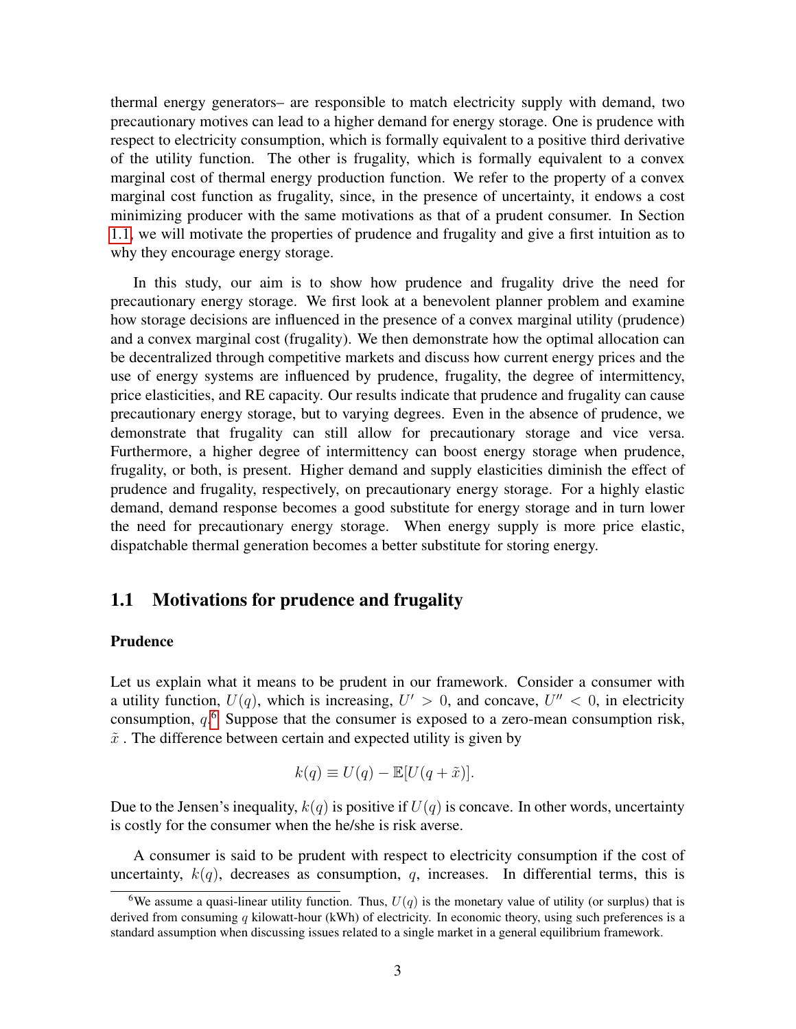thermal energy generators– are responsible to match electricity supply with demand, two precautionary motives can lead to a higher demand for energy storage. One is prudence with respect to electricity consumption, which is formally equivalent to a positive third derivative of the utility function. The other is frugality, which is formally equivalent to a convex marginal cost of thermal energy production function. We refer to the property of a convex marginal cost function as frugality, since, in the presence of uncertainty, it endows a cost minimizing producer with the same motivations as that of a prudent consumer. In Section 1.1, we will motivate the properties of prudence and frugality and give a first intuition as to why they encourage energy storage.

In this study, our aim is to show how prudence and frugality drive the need for precautionary energy storage. We first look at a benevolent planner problem and examine how storage decisions are influenced in the presence of a convex marginal utility (prudence) and a convex marginal cost (frugality). We then demonstrate how the optimal allocation can be decentralized through competitive markets and discuss how current energy prices and the use of energy systems are influenced by prudence, frugality, the degree of intermittency, price elasticities, and RE capacity. Our results indicate that prudence and frugality can cause precautionary energy storage, but to varying degrees. Even in the absence of prudence, we demonstrate that frugality can still allow for precautionary storage and vice versa. Furthermore, a higher degree of intermittency can boost energy storage when prudence, frugality, or both, is present. Higher demand and supply elasticities diminish the effect of prudence and frugality, respectively, on precautionary energy storage. For a highly elastic demand, demand response becomes a good substitute for energy storage and in turn lower the need for precautionary energy storage. When energy supply is more price elastic, dispatchable thermal generation becomes a better substitute for storing energy.

## 1.1 Motivations for prudence and frugality

**Prudence**

Let us explain what it means to be prudent in our framework. Consider a consumer with a utility function, $U(q)$, which is increasing, $U' > 0$, and concave, $U'' < 0$, in electricity consumption, $q$.[6] Suppose that the consumer is exposed to a zero-mean consumption risk, $\tilde{x}$ . The difference between certain and expected utility is given by

$$k(q) \equiv U(q) - \mathbb{E}[U(q + \tilde{x})].$$

Due to the Jensen's inequality, $k(q)$ is positive if $U(q)$ is concave. In other words, uncertainty is costly for the consumer when the he/she is risk averse.

A consumer is said to be prudent with respect to electricity consumption if the cost of uncertainty, $k(q)$, decreases as consumption, $q$, increases. In differential terms, this is

[6] We assume a quasi-linear utility function. Thus, $U(q)$ is the monetary value of utility (or surplus) that is derived from consuming $q$ kilowatt-hour (kWh) of electricity. In economic theory, using such preferences is a standard assumption when discussing issues related to a single market in a general equilibrium framework.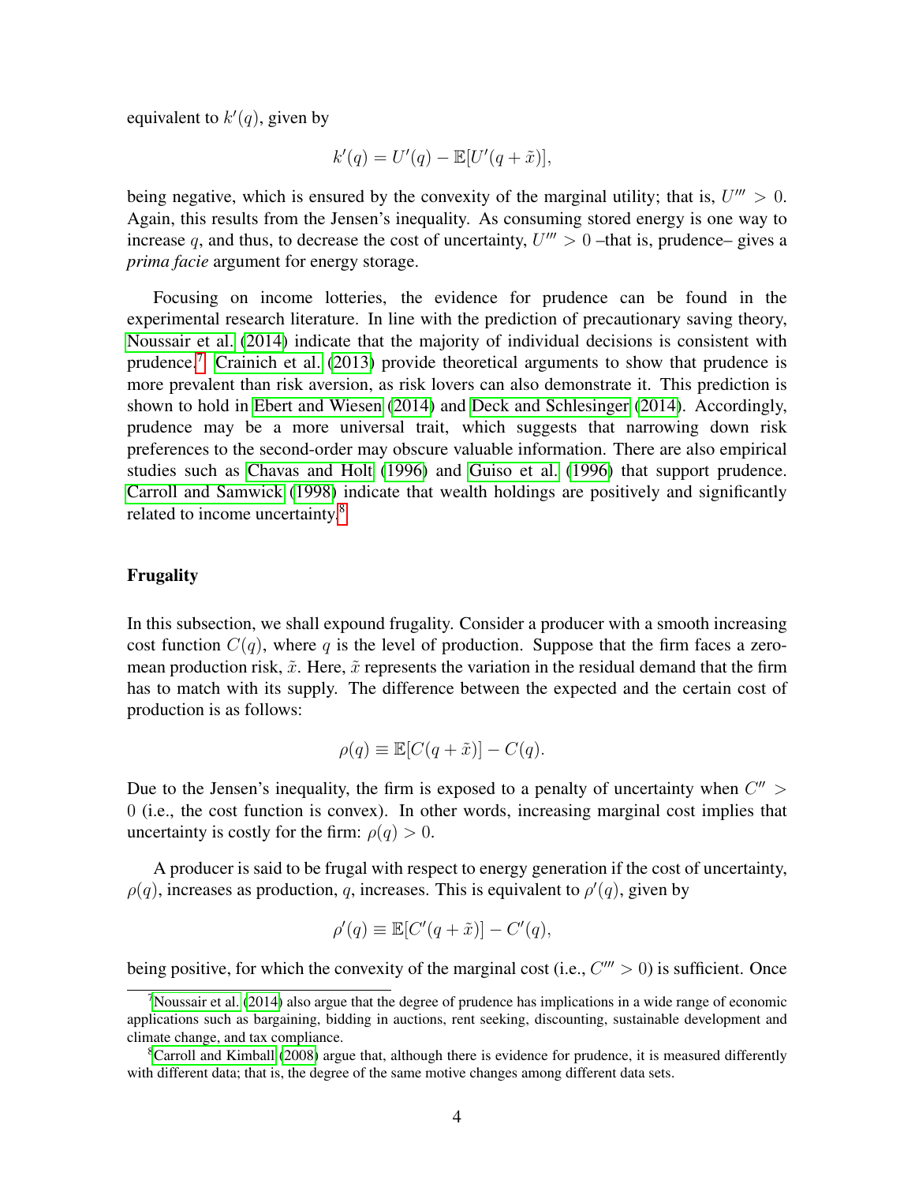equivalent to $k'(q)$, given by

$$k'(q) = U'(q) - \mathbb{E}[U'(q + \tilde{x})],$$

being negative, which is ensured by the convexity of the marginal utility; that is, $U''' > 0$. Again, this results from the Jensen's inequality. As consuming stored energy is one way to increase $q$, and thus, to decrease the cost of uncertainty, $U''' > 0$ –that is, prudence– gives a *prima facie* argument for energy storage.

Focusing on income lotteries, the evidence for prudence can be found in the experimental research literature. In line with the prediction of precautionary saving theory, Noussair et al. (2014) indicate that the majority of individual decisions is consistent with prudence.[7] Crainich et al. (2013) provide theoretical arguments to show that prudence is more prevalent than risk aversion, as risk lovers can also demonstrate it. This prediction is shown to hold in Ebert and Wiesen (2014) and Deck and Schlesinger (2014). Accordingly, prudence may be a more universal trait, which suggests that narrowing down risk preferences to the second-order may obscure valuable information. There are also empirical studies such as Chavas and Holt (1996) and Guiso et al. (1996) that support prudence. Carroll and Samwick (1998) indicate that wealth holdings are positively and significantly related to income uncertainty.[8]

### Frugality

In this subsection, we shall expound frugality. Consider a producer with a smooth increasing cost function $C(q)$, where $q$ is the level of production. Suppose that the firm faces a zero-mean production risk, $\tilde{x}$. Here, $\tilde{x}$ represents the variation in the residual demand that the firm has to match with its supply. The difference between the expected and the certain cost of production is as follows:

$$\rho(q) \equiv \mathbb{E}[C(q + \tilde{x})] - C(q).$$

Due to the Jensen's inequality, the firm is exposed to a penalty of uncertainty when $C'' > 0$ (i.e., the cost function is convex). In other words, increasing marginal cost implies that uncertainty is costly for the firm: $\rho(q) > 0$.

A producer is said to be frugal with respect to energy generation if the cost of uncertainty, $\rho(q)$, increases as production, $q$, increases. This is equivalent to $\rho'(q)$, given by

$$\rho'(q) \equiv \mathbb{E}[C'(q + \tilde{x})] - C'(q),$$

being positive, for which the convexity of the marginal cost (i.e., $C''' > 0$) is sufficient. Once

[7] Noussair et al. (2014) also argue that the degree of prudence has implications in a wide range of economic applications such as bargaining, bidding in auctions, rent seeking, discounting, sustainable development and climate change, and tax compliance.

[8] Carroll and Kimball (2008) argue that, although there is evidence for prudence, it is measured differently with different data; that is, the degree of the same motive changes among different data sets.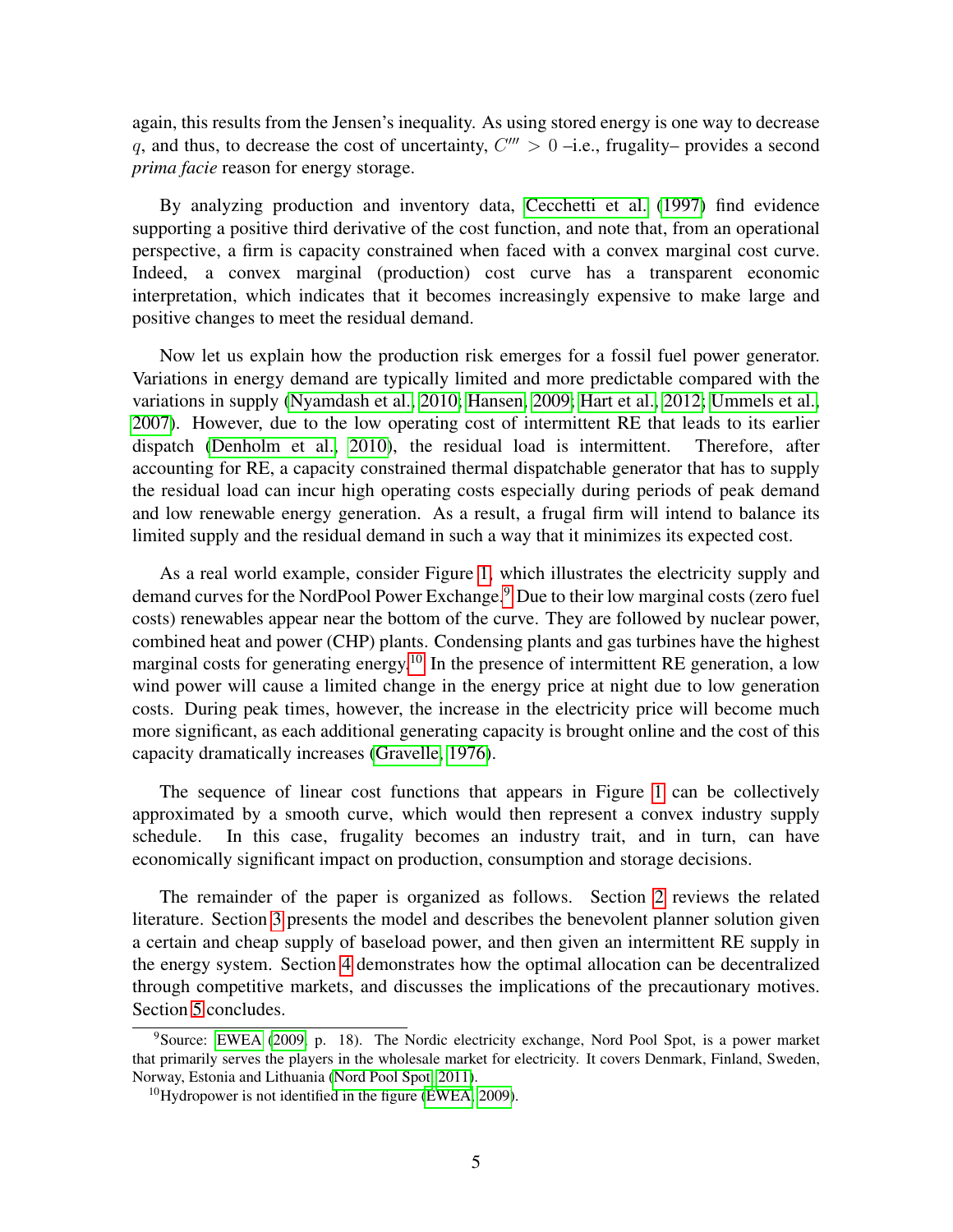again, this results from the Jensen's inequality. As using stored energy is one way to decrease $q$, and thus, to decrease the cost of uncertainty, $C''' > 0$ –i.e., frugality– provides a second *prima facie* reason for energy storage.

By analyzing production and inventory data, Cecchetti et al. (1997) find evidence supporting a positive third derivative of the cost function, and note that, from an operational perspective, a firm is capacity constrained when faced with a convex marginal cost curve. Indeed, a convex marginal (production) cost curve has a transparent economic interpretation, which indicates that it becomes increasingly expensive to make large and positive changes to meet the residual demand.

Now let us explain how the production risk emerges for a fossil fuel power generator. Variations in energy demand are typically limited and more predictable compared with the variations in supply (Nyamdash et al., 2010; Hansen, 2009; Hart et al., 2012; Ummels et al., 2007). However, due to the low operating cost of intermittent RE that leads to its earlier dispatch (Denholm et al., 2010), the residual load is intermittent. Therefore, after accounting for RE, a capacity constrained thermal dispatchable generator that has to supply the residual load can incur high operating costs especially during periods of peak demand and low renewable energy generation. As a result, a frugal firm will intend to balance its limited supply and the residual demand in such a way that it minimizes its expected cost.

As a real world example, consider Figure 1, which illustrates the electricity supply and demand curves for the NordPool Power Exchange.[9] Due to their low marginal costs (zero fuel costs) renewables appear near the bottom of the curve. They are followed by nuclear power, combined heat and power (CHP) plants. Condensing plants and gas turbines have the highest marginal costs for generating energy.[10] In the presence of intermittent RE generation, a low wind power will cause a limited change in the energy price at night due to low generation costs. During peak times, however, the increase in the electricity price will become much more significant, as each additional generating capacity is brought online and the cost of this capacity dramatically increases (Gravelle, 1976).

The sequence of linear cost functions that appears in Figure 1 can be collectively approximated by a smooth curve, which would then represent a convex industry supply schedule. In this case, frugality becomes an industry trait, and in turn, can have economically significant impact on production, consumption and storage decisions.

The remainder of the paper is organized as follows. Section 2 reviews the related literature. Section 3 presents the model and describes the benevolent planner solution given a certain and cheap supply of baseload power, and then given an intermittent RE supply in the energy system. Section 4 demonstrates how the optimal allocation can be decentralized through competitive markets, and discusses the implications of the precautionary motives. Section 5 concludes.

[9] Source: EWEA (2009, p. 18). The Nordic electricity exchange, Nord Pool Spot, is a power market that primarily serves the players in the wholesale market for electricity. It covers Denmark, Finland, Sweden, Norway, Estonia and Lithuania (Nord Pool Spot, 2011).

[10] Hydropower is not identified in the figure (EWEA, 2009).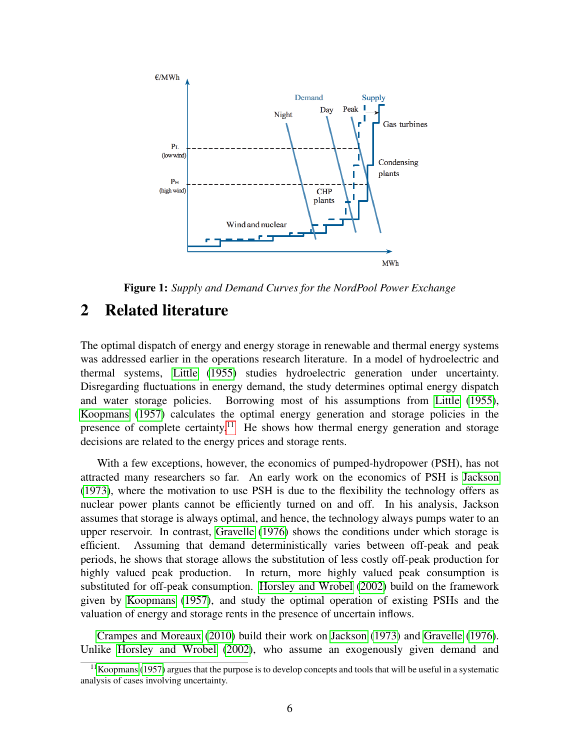**Figure 1:** *Supply and Demand Curves for the NordPool Power Exchange*

## 2 Related literature

The optimal dispatch of energy and energy storage in renewable and thermal energy systems was addressed earlier in the operations research literature. In a model of hydroelectric and thermal systems, Little (1955) studies hydroelectric generation under uncertainty. Disregarding fluctuations in energy demand, the study determines optimal energy dispatch and water storage policies. Borrowing most of his assumptions from Little (1955), Koopmans (1957) calculates the optimal energy generation and storage policies in the presence of complete certainty.[11] He shows how thermal energy generation and storage decisions are related to the energy prices and storage rents.

With a few exceptions, however, the economics of pumped-hydropower (PSH), has not attracted many researchers so far. An early work on the economics of PSH is Jackson (1973), where the motivation to use PSH is due to the flexibility the technology offers as nuclear power plants cannot be efficiently turned on and off. In his analysis, Jackson assumes that storage is always optimal, and hence, the technology always pumps water to an upper reservoir. In contrast, Gravelle (1976) shows the conditions under which storage is efficient. Assuming that demand deterministically varies between off-peak and peak periods, he shows that storage allows the substitution of less costly off-peak production for highly valued peak production. In return, more highly valued peak consumption is substituted for off-peak consumption. Horsley and Wrobel (2002) build on the framework given by Koopmans (1957), and study the optimal operation of existing PSHs and the valuation of energy and storage rents in the presence of uncertain inflows.

Crampes and Moreaux (2010) build their work on Jackson (1973) and Gravelle (1976). Unlike Horsley and Wrobel (2002), who assume an exogenously given demand and

[11] Koopmans (1957) argues that the purpose is to develop concepts and tools that will be useful in a systematic analysis of cases involving uncertainty.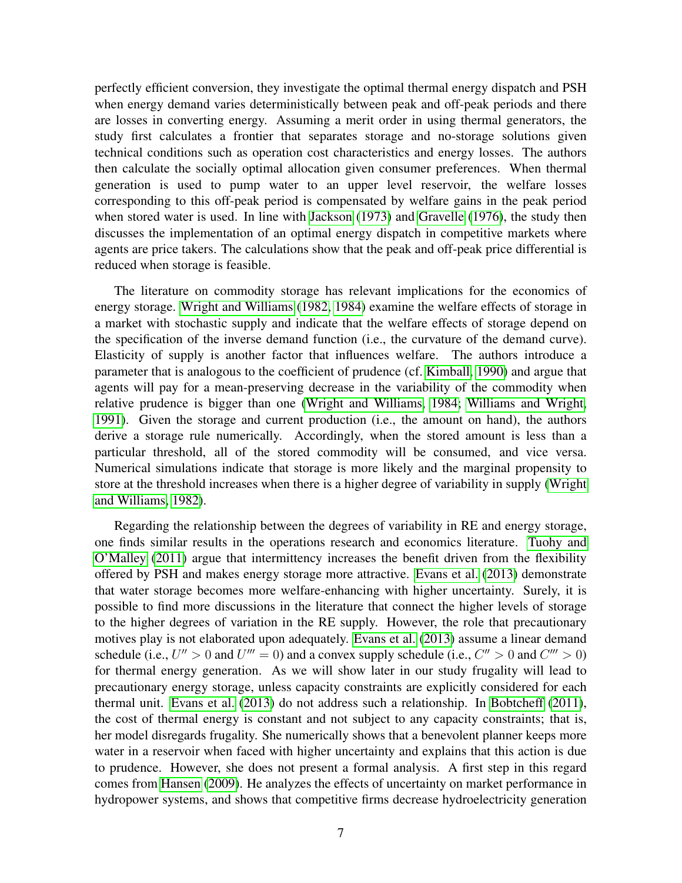perfectly efficient conversion, they investigate the optimal thermal energy dispatch and PSH when energy demand varies deterministically between peak and off-peak periods and there are losses in converting energy. Assuming a merit order in using thermal generators, the study first calculates a frontier that separates storage and no-storage solutions given technical conditions such as operation cost characteristics and energy losses. The authors then calculate the socially optimal allocation given consumer preferences. When thermal generation is used to pump water to an upper level reservoir, the welfare losses corresponding to this off-peak period is compensated by welfare gains in the peak period when stored water is used. In line with Jackson (1973) and Gravelle (1976), the study then discusses the implementation of an optimal energy dispatch in competitive markets where agents are price takers. The calculations show that the peak and off-peak price differential is reduced when storage is feasible.

The literature on commodity storage has relevant implications for the economics of energy storage. Wright and Williams (1982, 1984) examine the welfare effects of storage in a market with stochastic supply and indicate that the welfare effects of storage depend on the specification of the inverse demand function (i.e., the curvature of the demand curve). Elasticity of supply is another factor that influences welfare. The authors introduce a parameter that is analogous to the coefficient of prudence (cf. Kimball, 1990) and argue that agents will pay for a mean-preserving decrease in the variability of the commodity when relative prudence is bigger than one (Wright and Williams, 1984; Williams and Wright, 1991). Given the storage and current production (i.e., the amount on hand), the authors derive a storage rule numerically. Accordingly, when the stored amount is less than a particular threshold, all of the stored commodity will be consumed, and vice versa. Numerical simulations indicate that storage is more likely and the marginal propensity to store at the threshold increases when there is a higher degree of variability in supply (Wright and Williams, 1982).

Regarding the relationship between the degrees of variability in RE and energy storage, one finds similar results in the operations research and economics literature. Tuohy and O'Malley (2011) argue that intermittency increases the benefit driven from the flexibility offered by PSH and makes energy storage more attractive. Evans et al. (2013) demonstrate that water storage becomes more welfare-enhancing with higher uncertainty. Surely, it is possible to find more discussions in the literature that connect the higher levels of storage to the higher degrees of variation in the RE supply. However, the role that precautionary motives play is not elaborated upon adequately. Evans et al. (2013) assume a linear demand schedule (i.e., $U'' > 0$ and $U''' = 0$) and a convex supply schedule (i.e., $C'' > 0$ and $C''' > 0$) for thermal energy generation. As we will show later in our study frugality will lead to precautionary energy storage, unless capacity constraints are explicitly considered for each thermal unit. Evans et al. (2013) do not address such a relationship. In Bobtcheff (2011), the cost of thermal energy is constant and not subject to any capacity constraints; that is, her model disregards frugality. She numerically shows that a benevolent planner keeps more water in a reservoir when faced with higher uncertainty and explains that this action is due to prudence. However, she does not present a formal analysis. A first step in this regard comes from Hansen (2009). He analyzes the effects of uncertainty on market performance in hydropower systems, and shows that competitive firms decrease hydroelectricity generation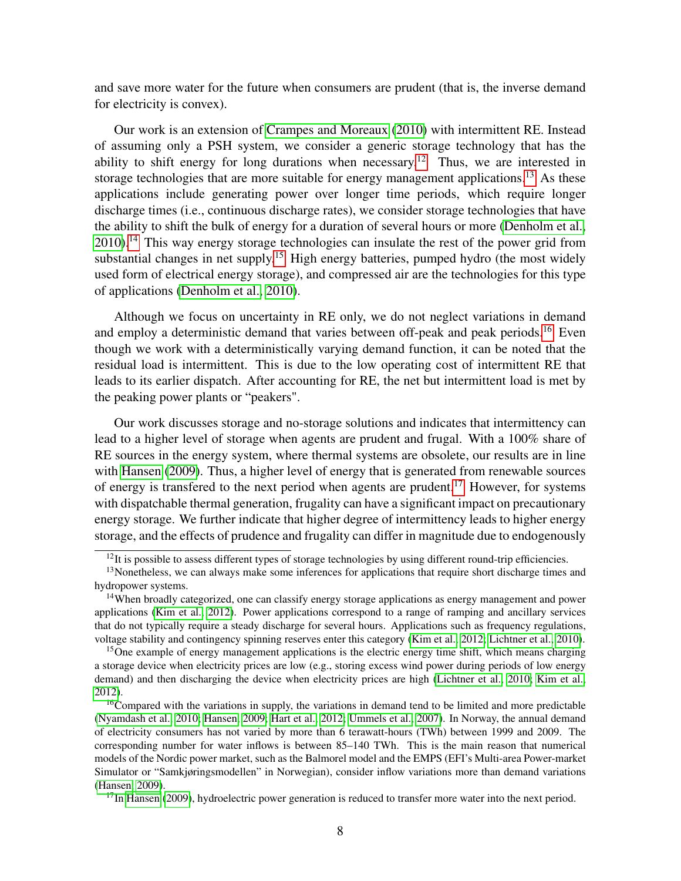and save more water for the future when consumers are prudent (that is, the inverse demand for electricity is convex).

Our work is an extension of Crampes and Moreaux (2010) with intermittent RE. Instead of assuming only a PSH system, we consider a generic storage technology that has the ability to shift energy for long durations when necessary.[12] Thus, we are interested in storage technologies that are more suitable for energy management applications.[13] As these applications include generating power over longer time periods, which require longer discharge times (i.e., continuous discharge rates), we consider storage technologies that have the ability to shift the bulk of energy for a duration of several hours or more (Denholm et al., 2010).[14] This way energy storage technologies can insulate the rest of the power grid from substantial changes in net supply.[15] High energy batteries, pumped hydro (the most widely used form of electrical energy storage), and compressed air are the technologies for this type of applications (Denholm et al., 2010).

Although we focus on uncertainty in RE only, we do not neglect variations in demand and employ a deterministic demand that varies between off-peak and peak periods.[16] Even though we work with a deterministically varying demand function, it can be noted that the residual load is intermittent. This is due to the low operating cost of intermittent RE that leads to its earlier dispatch. After accounting for RE, the net but intermittent load is met by the peaking power plants or "peakers".

Our work discusses storage and no-storage solutions and indicates that intermittency can lead to a higher level of storage when agents are prudent and frugal. With a 100% share of RE sources in the energy system, where thermal systems are obsolete, our results are in line with Hansen (2009). Thus, a higher level of energy that is generated from renewable sources of energy is transfered to the next period when agents are prudent.[17] However, for systems with dispatchable thermal generation, frugality can have a significant impact on precautionary energy storage. We further indicate that higher degree of intermittency leads to higher energy storage, and the effects of prudence and frugality can differ in magnitude due to endogenously

[12] It is possible to assess different types of storage technologies by using different round-trip efficiencies.

[13] Nonetheless, we can always make some inferences for applications that require short discharge times and hydropower systems.

[14] When broadly categorized, one can classify energy storage applications as energy management and power applications (Kim et al., 2012). Power applications correspond to a range of ramping and ancillary services that do not typically require a steady discharge for several hours. Applications such as frequency regulations, voltage stability and contingency spinning reserves enter this category (Kim et al., 2012; Lichtner et al., 2010).

[15] One example of energy management applications is the electric energy time shift, which means charging a storage device when electricity prices are low (e.g., storing excess wind power during periods of low energy demand) and then discharging the device when electricity prices are high (Lichtner et al., 2010; Kim et al., 2012).

[16] Compared with the variations in supply, the variations in demand tend to be limited and more predictable (Nyamdash et al., 2010; Hansen, 2009; Hart et al., 2012; Ummels et al., 2007). In Norway, the annual demand of electricity consumers has not varied by more than 6 terawatt-hours (TWh) between 1999 and 2009. The corresponding number for water inflows is between 85–140 TWh. This is the main reason that numerical models of the Nordic power market, such as the Balmorel model and the EMPS (EFI's Multi-area Power-market Simulator or "Samkjøringsmodellen" in Norwegian), consider inflow variations more than demand variations (Hansen, 2009).

[17] In Hansen (2009), hydroelectric power generation is reduced to transfer more water into the next period.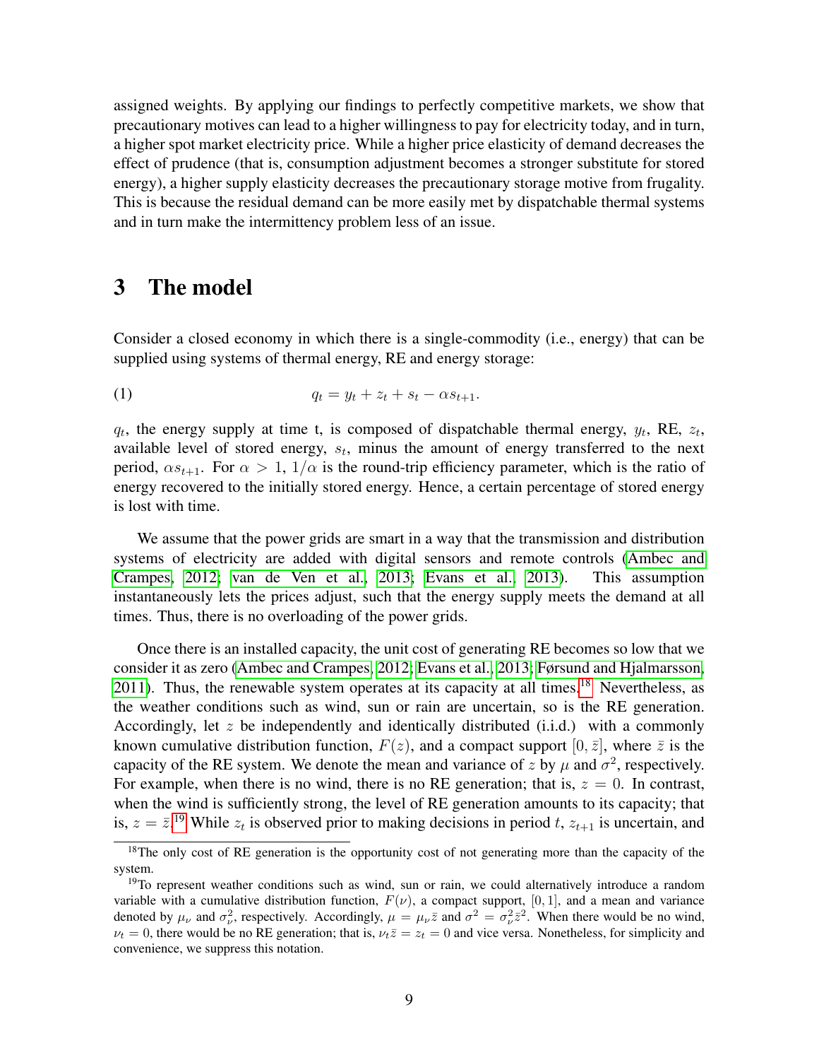assigned weights. By applying our findings to perfectly competitive markets, we show that precautionary motives can lead to a higher willingness to pay for electricity today, and in turn, a higher spot market electricity price. While a higher price elasticity of demand decreases the effect of prudence (that is, consumption adjustment becomes a stronger substitute for stored energy), a higher supply elasticity decreases the precautionary storage motive from frugality. This is because the residual demand can be more easily met by dispatchable thermal systems and in turn make the intermittency problem less of an issue.

# 3 The model

Consider a closed economy in which there is a single-commodity (i.e., energy) that can be supplied using systems of thermal energy, RE and energy storage:

$$q_t = y_t + z_t + s_t - \alpha s_{t+1}. \tag{1}$$

$q_t$, the energy supply at time t, is composed of dispatchable thermal energy, $y_t$, RE, $z_t$, available level of stored energy, $s_t$, minus the amount of energy transferred to the next period, $\alpha s_{t+1}$. For $\alpha > 1$, $1/\alpha$ is the round-trip efficiency parameter, which is the ratio of energy recovered to the initially stored energy. Hence, a certain percentage of stored energy is lost with time.

We assume that the power grids are smart in a way that the transmission and distribution systems of electricity are added with digital sensors and remote controls (Ambec and Crampes, 2012; van de Ven et al., 2013; Evans et al., 2013). This assumption instantaneously lets the prices adjust, such that the energy supply meets the demand at all times. Thus, there is no overloading of the power grids.

Once there is an installed capacity, the unit cost of generating RE becomes so low that we consider it as zero (Ambec and Crampes, 2012; Evans et al., 2013; Førsund and Hjalmarsson, 2011). Thus, the renewable system operates at its capacity at all times.[18] Nevertheless, as the weather conditions such as wind, sun or rain are uncertain, so is the RE generation. Accordingly, let $z$ be independently and identically distributed (i.i.d.) with a commonly known cumulative distribution function, $F(z)$, and a compact support $[0, \bar{z}]$, where $\bar{z}$ is the capacity of the RE system. We denote the mean and variance of $z$ by $\mu$ and $\sigma^2$, respectively. For example, when there is no wind, there is no RE generation; that is, $z = 0$. In contrast, when the wind is sufficiently strong, the level of RE generation amounts to its capacity; that is, $z = \bar{z}$.[19] While $z_t$ is observed prior to making decisions in period $t$, $z_{t+1}$ is uncertain, and

[18] The only cost of RE generation is the opportunity cost of not generating more than the capacity of the system.

[19] To represent weather conditions such as wind, sun or rain, we could alternatively introduce a random variable with a cumulative distribution function, $F(\nu)$, a compact support, $[0, 1]$, and a mean and variance denoted by $\mu_\nu$ and $\sigma_\nu^2$, respectively. Accordingly, $\mu = \mu_\nu \bar{z}$ and $\sigma^2 = \sigma_\nu^2 \bar{z}^2$. When there would be no wind, $\nu_t = 0$, there would be no RE generation; that is, $\nu_t \bar{z} = z_t = 0$ and vice versa. Nonetheless, for simplicity and convenience, we suppress this notation.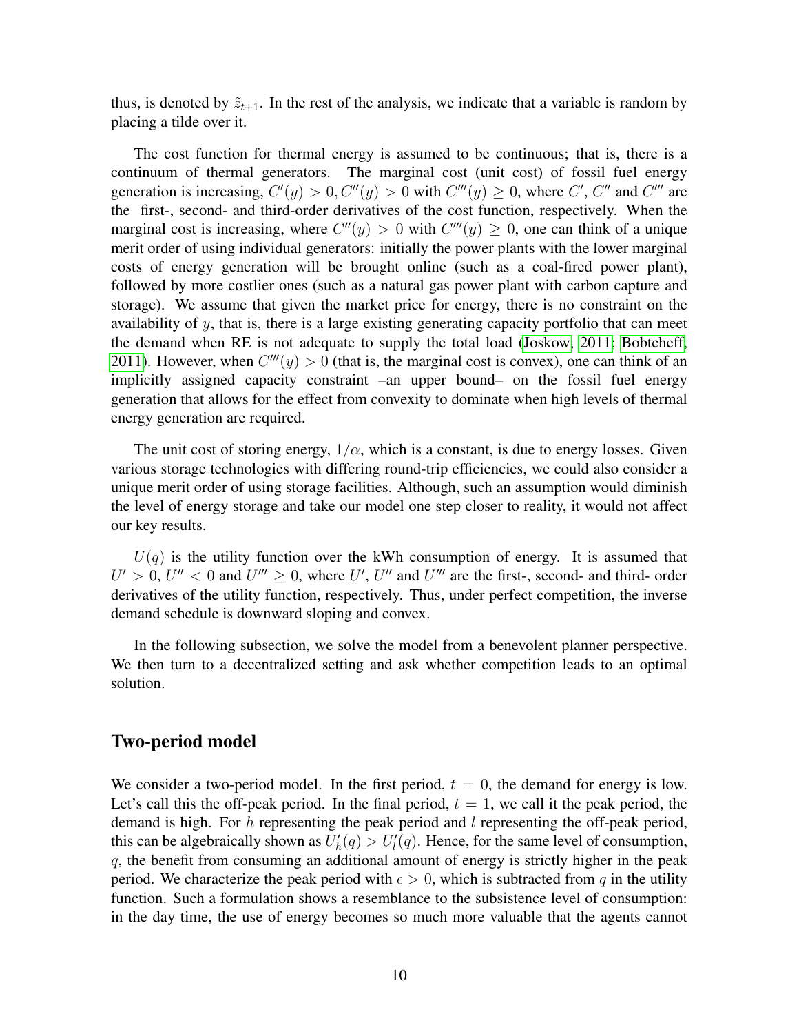thus, is denoted by $\tilde{z}_{t+1}$. In the rest of the analysis, we indicate that a variable is random by placing a tilde over it.

The cost function for thermal energy is assumed to be continuous; that is, there is a continuum of thermal generators. The marginal cost (unit cost) of fossil fuel energy generation is increasing, $C'(y) > 0, C''(y) > 0$ with $C'''(y) \geq 0$, where $C'$, $C''$ and $C'''$ are the first-, second- and third-order derivatives of the cost function, respectively. When the marginal cost is increasing, where $C''(y) > 0$ with $C'''(y) \geq 0$, one can think of a unique merit order of using individual generators: initially the power plants with the lower marginal costs of energy generation will be brought online (such as a coal-fired power plant), followed by more costlier ones (such as a natural gas power plant with carbon capture and storage). We assume that given the market price for energy, there is no constraint on the availability of $y$, that is, there is a large existing generating capacity portfolio that can meet the demand when RE is not adequate to supply the total load (Joskow, 2011; Bobtcheff, 2011). However, when $C'''(y) > 0$ (that is, the marginal cost is convex), one can think of an implicitly assigned capacity constraint –an upper bound– on the fossil fuel energy generation that allows for the effect from convexity to dominate when high levels of thermal energy generation are required.

The unit cost of storing energy, $1/\alpha$, which is a constant, is due to energy losses. Given various storage technologies with differing round-trip efficiencies, we could also consider a unique merit order of using storage facilities. Although, such an assumption would diminish the level of energy storage and take our model one step closer to reality, it would not affect our key results.

$U(q)$ is the utility function over the kWh consumption of energy. It is assumed that $U' > 0$, $U'' < 0$ and $U''' \geq 0$, where $U'$, $U''$ and $U'''$ are the first-, second- and third- order derivatives of the utility function, respectively. Thus, under perfect competition, the inverse demand schedule is downward sloping and convex.

In the following subsection, we solve the model from a benevolent planner perspective. We then turn to a decentralized setting and ask whether competition leads to an optimal solution.

## Two-period model

We consider a two-period model. In the first period, $t = 0$, the demand for energy is low. Let's call this the off-peak period. In the final period, $t = 1$, we call it the peak period, the demand is high. For $h$ representing the peak period and $l$ representing the off-peak period, this can be algebraically shown as $U'_h(q) > U'_l(q)$. Hence, for the same level of consumption, $q$, the benefit from consuming an additional amount of energy is strictly higher in the peak period. We characterize the peak period with $\epsilon > 0$, which is subtracted from $q$ in the utility function. Such a formulation shows a resemblance to the subsistence level of consumption: in the day time, the use of energy becomes so much more valuable that the agents cannot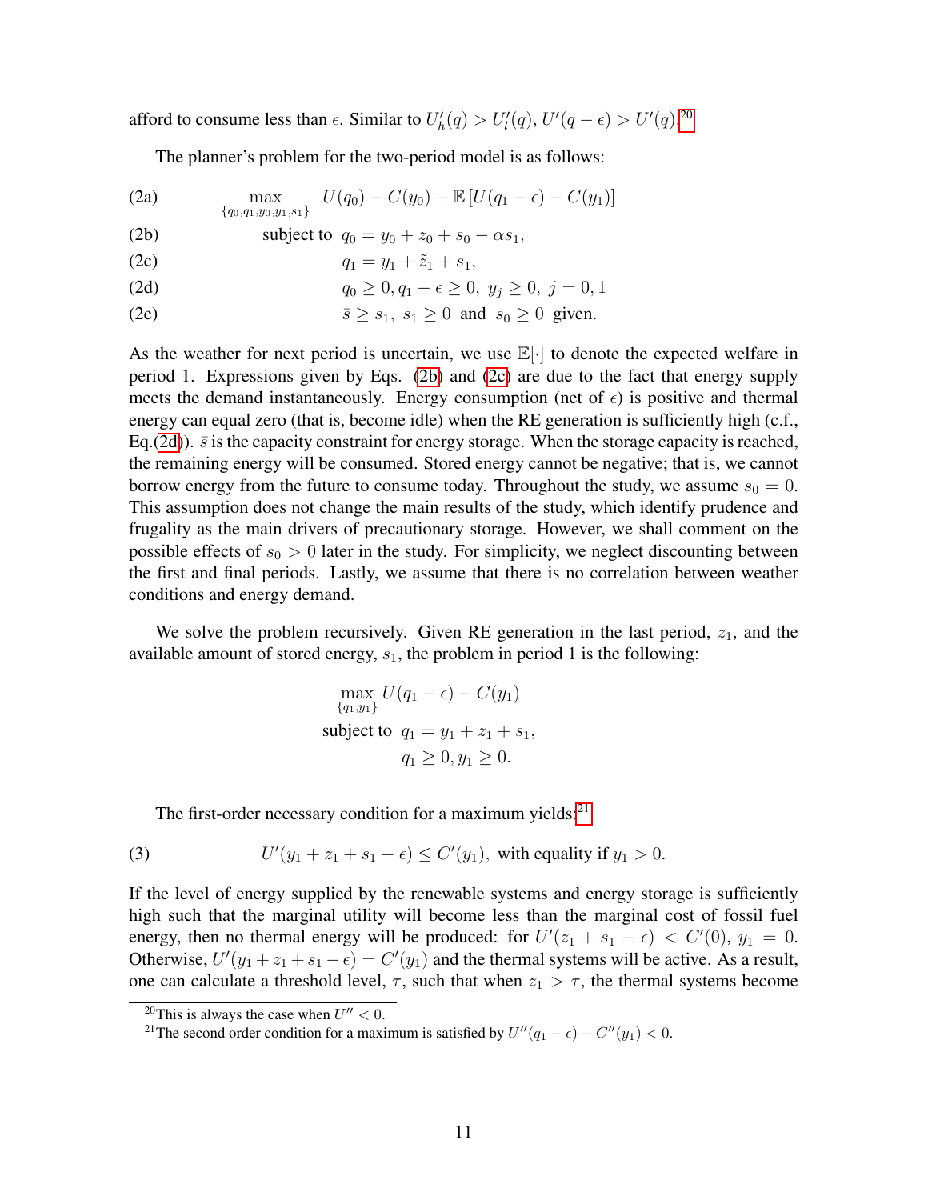afford to consume less than $\epsilon$. Similar to $U_h'(q) > U_l'(q)$, $U'(q-\epsilon) > U'(q)$.[20]

The planner's problem for the two-period model is as follows:

$$
\begin{aligned}
&\text{(2a)} \qquad \max_{\{q_0,q_1,y_0,y_1,s_1\}} \; U(q_0) - C(y_0) + \mathbb{E}\left[U(q_1-\epsilon) - C(y_1)\right] \\
&\text{(2b)} \qquad \text{subject to } \; q_0 = y_0 + z_0 + s_0 - \alpha s_1, \\
&\text{(2c)} \qquad \qquad q_1 = y_1 + \tilde{z}_1 + s_1, \\
&\text{(2d)} \qquad \qquad q_0 \geq 0, q_1 - \epsilon \geq 0, \; y_j \geq 0, \; j = 0, 1 \\
&\text{(2e)} \qquad \qquad \bar{s} \geq s_1, \; s_1 \geq 0 \; \text{ and } \; s_0 \geq 0 \; \text{ given.}
\end{aligned}
$$

As the weather for next period is uncertain, we use $\mathbb{E}[\cdot]$ to denote the expected welfare in period 1. Expressions given by Eqs. (2b) and (2c) are due to the fact that energy supply meets the demand instantaneously. Energy consumption (net of $\epsilon$) is positive and thermal energy can equal zero (that is, become idle) when the RE generation is sufficiently high (c.f., Eq.(2d)). $\bar{s}$ is the capacity constraint for energy storage. When the storage capacity is reached, the remaining energy will be consumed. Stored energy cannot be negative; that is, we cannot borrow energy from the future to consume today. Throughout the study, we assume $s_0 = 0$. This assumption does not change the main results of the study, which identify prudence and frugality as the main drivers of precautionary storage. However, we shall comment on the possible effects of $s_0 > 0$ later in the study. For simplicity, we neglect discounting between the first and final periods. Lastly, we assume that there is no correlation between weather conditions and energy demand.

We solve the problem recursively. Given RE generation in the last period, $z_1$, and the available amount of stored energy, $s_1$, the problem in period 1 is the following:

$$
\begin{aligned}
&\max_{\{q_1,y_1\}} U(q_1-\epsilon) - C(y_1) \\
&\text{subject to } \; q_1 = y_1 + z_1 + s_1, \\
&\qquad\qquad q_1 \geq 0, y_1 \geq 0.
\end{aligned}
$$

The first-order necessary condition for a maximum yields:[21]

$$
\text{(3)} \qquad U'(y_1 + z_1 + s_1 - \epsilon) \leq C'(y_1), \; \text{with equality if } y_1 > 0.
$$

If the level of energy supplied by the renewable systems and energy storage is sufficiently high such that the marginal utility will become less than the marginal cost of fossil fuel energy, then no thermal energy will be produced: for $U'(z_1 + s_1 - \epsilon) < C'(0)$, $y_1 = 0$. Otherwise, $U'(y_1 + z_1 + s_1 - \epsilon) = C'(y_1)$ and the thermal systems will be active. As a result, one can calculate a threshold level, $\tau$, such that when $z_1 > \tau$, the thermal systems become

[20] This is always the case when $U'' < 0$.

[21] The second order condition for a maximum is satisfied by $U''(q_1 - \epsilon) - C''(y_1) < 0$.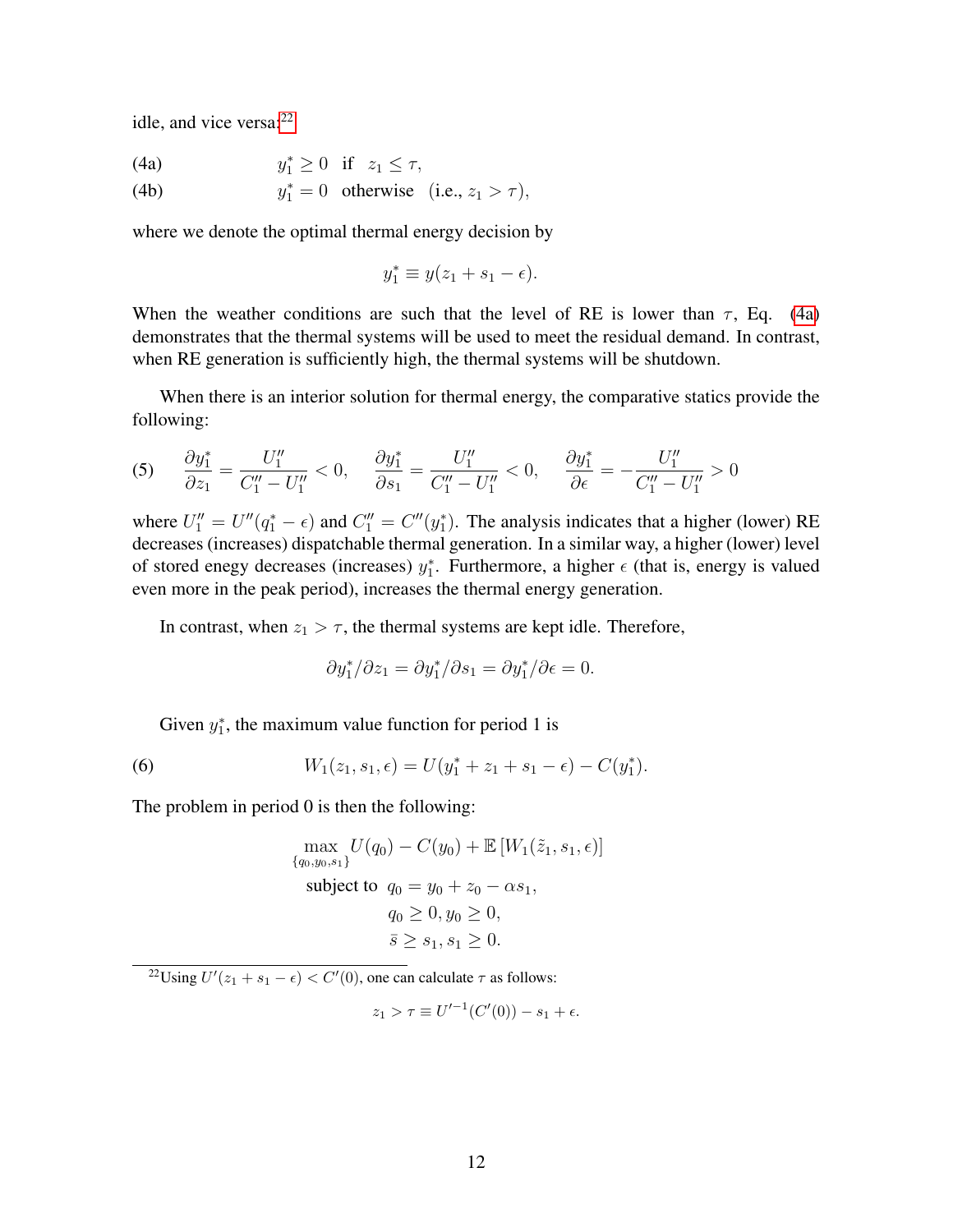idle, and vice versa:[22]

$$\text{(4a)} \qquad y_1^* \geq 0 \quad \text{if} \quad z_1 \leq \tau,$$

$$\text{(4b)} \qquad y_1^* = 0 \quad \text{otherwise} \quad (\text{i.e., } z_1 > \tau),$$

where we denote the optimal thermal energy decision by

$$y_1^* \equiv y(z_1 + s_1 - \epsilon).$$

When the weather conditions are such that the level of RE is lower than $\tau$, Eq. (4a) demonstrates that the thermal systems will be used to meet the residual demand. In contrast, when RE generation is sufficiently high, the thermal systems will be shutdown.

When there is an interior solution for thermal energy, the comparative statics provide the following:

$$\text{(5)} \qquad \frac{\partial y_1^*}{\partial z_1} = \frac{U_1''}{C_1'' - U_1''} < 0, \quad \frac{\partial y_1^*}{\partial s_1} = \frac{U_1''}{C_1'' - U_1''} < 0, \quad \frac{\partial y_1^*}{\partial \epsilon} = -\frac{U_1''}{C_1'' - U_1''} > 0$$

where $U_1'' = U''(q_1^* - \epsilon)$ and $C_1'' = C''(y_1^*)$. The analysis indicates that a higher (lower) RE decreases (increases) dispatchable thermal generation. In a similar way, a higher (lower) level of stored enegy decreases (increases) $y_1^*$. Furthermore, a higher $\epsilon$ (that is, energy is valued even more in the peak period), increases the thermal energy generation.

In contrast, when $z_1 > \tau$, the thermal systems are kept idle. Therefore,

$$\partial y_1^*/\partial z_1 = \partial y_1^*/\partial s_1 = \partial y_1^*/\partial \epsilon = 0.$$

Given $y_1^*$, the maximum value function for period 1 is

$$\text{(6)} \qquad W_1(z_1, s_1, \epsilon) = U(y_1^* + z_1 + s_1 - \epsilon) - C(y_1^*).$$

The problem in period 0 is then the following:

$$\begin{aligned} \max_{\{q_0, y_0, s_1\}} \; & U(q_0) - C(y_0) + \mathbb{E}\left[W_1(\tilde{z}_1, s_1, \epsilon)\right] \\ \text{subject to } \; & q_0 = y_0 + z_0 - \alpha s_1, \\ & q_0 \geq 0, y_0 \geq 0, \\ & \bar{s} \geq s_1, s_1 \geq 0. \end{aligned}$$

[22] Using $U'(z_1 + s_1 - \epsilon) < C'(0)$, one can calculate $\tau$ as follows:

$$z_1 > \tau \equiv U'^{-1}(C'(0)) - s_1 + \epsilon.$$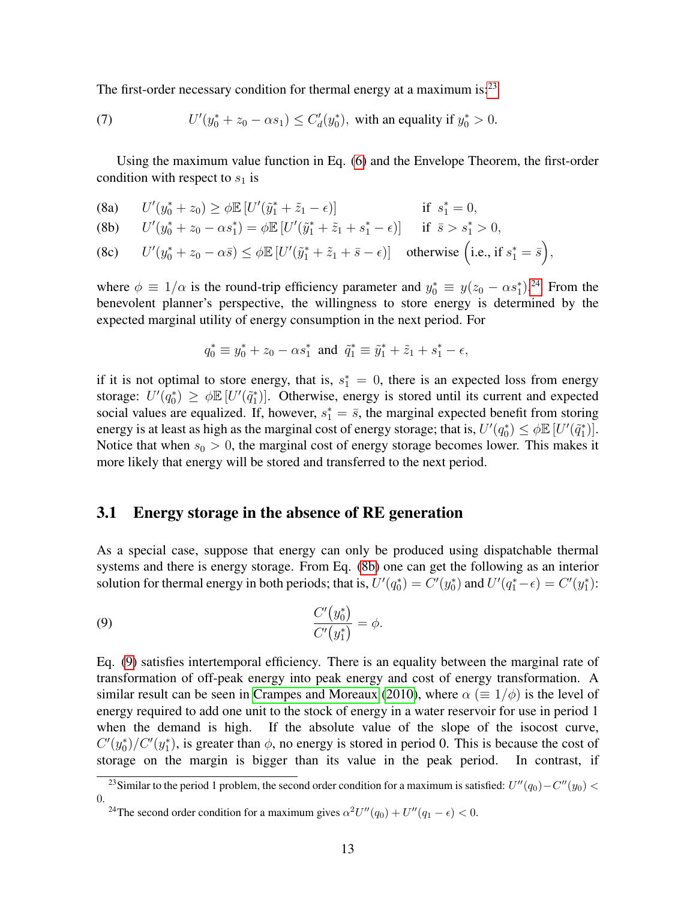The first-order necessary condition for thermal energy at a maximum is:[23]

$$
(7) \qquad U'(y_0^* + z_0 - \alpha s_1) \leq C_d'(y_0^*), \text{ with an equality if } y_0^* > 0.
$$

Using the maximum value function in Eq. (6) and the Envelope Theorem, the first-order condition with respect to $s_1$ is

$$
\begin{aligned}
&(8a) \quad U'(y_0^* + z_0) \geq \phi \mathbb{E}\left[U'(\tilde{y}_1^* + \tilde{z}_1 - \epsilon)\right] && \text{if } s_1^* = 0, \\
&(8b) \quad U'(y_0^* + z_0 - \alpha s_1^*) = \phi \mathbb{E}\left[U'(\tilde{y}_1^* + \tilde{z}_1 + s_1^* - \epsilon)\right] && \text{if } \bar{s} > s_1^* > 0, \\
&(8c) \quad U'(y_0^* + z_0 - \alpha \bar{s}) \leq \phi \mathbb{E}\left[U'(\tilde{y}_1^* + \tilde{z}_1 + \bar{s} - \epsilon)\right] && \text{otherwise } \left(\text{i.e., if } s_1^* = \bar{s}\right),
\end{aligned}
$$

where $\phi \equiv 1/\alpha$ is the round-trip efficiency parameter and $y_0^* \equiv y(z_0 - \alpha s_1^*)$.[24] From the benevolent planner's perspective, the willingness to store energy is determined by the expected marginal utility of energy consumption in the next period. For

$$
q_0^* \equiv y_0^* + z_0 - \alpha s_1^* \text{ and } \tilde{q}_1^* \equiv \tilde{y}_1^* + \tilde{z}_1 + s_1^* - \epsilon,
$$

if it is not optimal to store energy, that is, $s_1^* = 0$, there is an expected loss from energy storage: $U'(q_0^*) \geq \phi \mathbb{E}\left[U'(\tilde{q}_1^*)\right]$. Otherwise, energy is stored until its current and expected social values are equalized. If, however, $s_1^* = \bar{s}$, the marginal expected benefit from storing energy is at least as high as the marginal cost of energy storage; that is, $U'(q_0^*) \leq \phi \mathbb{E}\left[U'(\tilde{q}_1^*)\right]$. Notice that when $s_0 > 0$, the marginal cost of energy storage becomes lower. This makes it more likely that energy will be stored and transferred to the next period.

## 3.1 Energy storage in the absence of RE generation

As a special case, suppose that energy can only be produced using dispatchable thermal systems and there is energy storage. From Eq. (8b) one can get the following as an interior solution for thermal energy in both periods; that is, $U'(q_0^*) = C'(y_0^*)$ and $U'(q_1^* - \epsilon) = C'(y_1^*)$:

$$
(9) \qquad \frac{C'(y_0^*)}{C'(y_1^*)} = \phi.
$$

Eq. (9) satisfies intertemporal efficiency. There is an equality between the marginal rate of transformation of off-peak energy into peak energy and cost of energy transformation. A similar result can be seen in Crampes and Moreaux (2010), where $\alpha$ ($\equiv 1/\phi$) is the level of energy required to add one unit to the stock of energy in a water reservoir for use in period 1 when the demand is high. If the absolute value of the slope of the isocost curve, $C'(y_0^*)/C'(y_1^*)$, is greater than $\phi$, no energy is stored in period 0. This is because the cost of storage on the margin is bigger than its value in the peak period. In contrast, if

---

[23] Similar to the period 1 problem, the second order condition for a maximum is satisfied: $U''(q_0) - C''(y_0) < 0$.

[24] The second order condition for a maximum gives $\alpha^2 U''(q_0) + U''(q_1 - \epsilon) < 0$.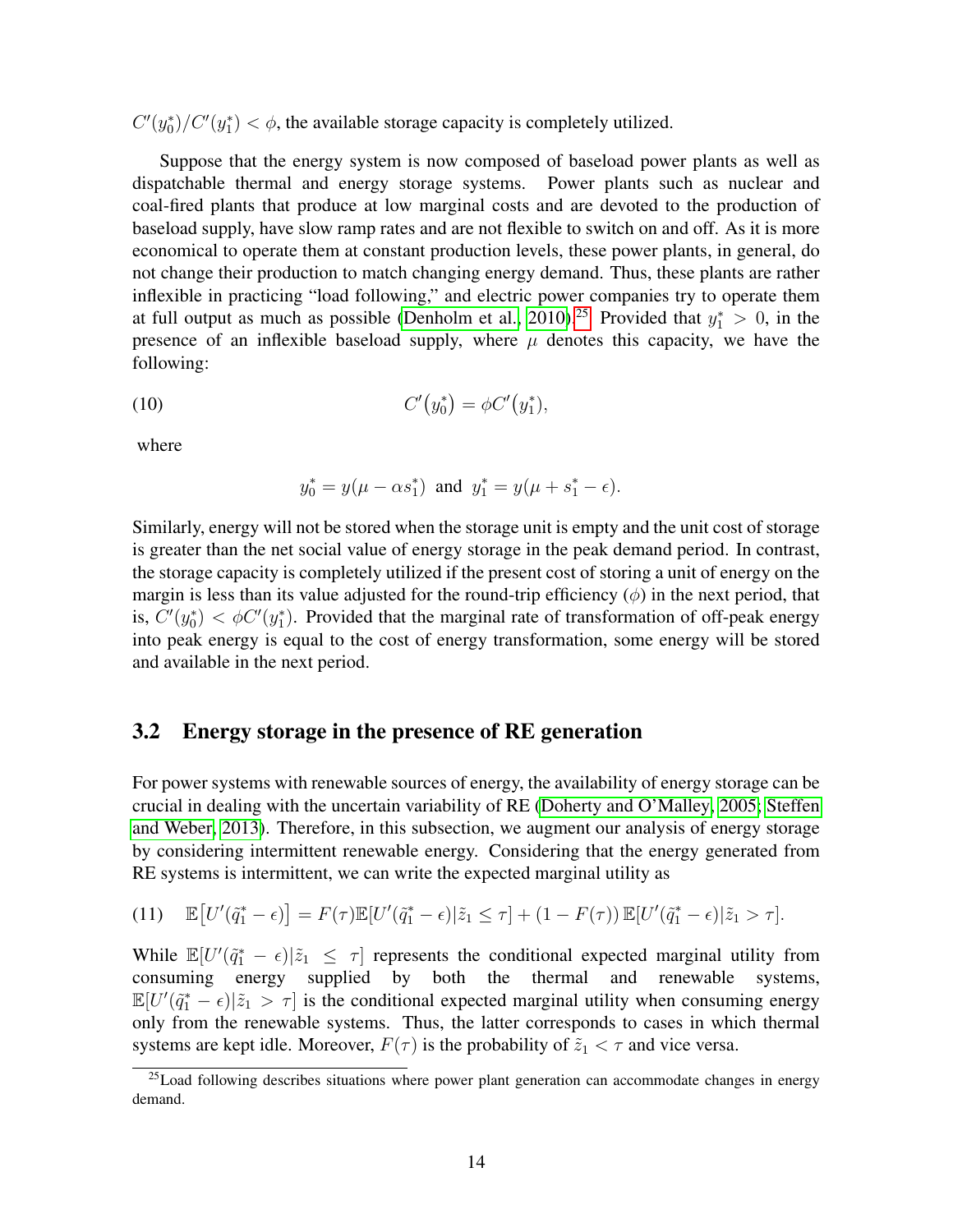$C'(y_0^*)/C'(y_1^*) < \phi$, the available storage capacity is completely utilized.

Suppose that the energy system is now composed of baseload power plants as well as dispatchable thermal and energy storage systems. Power plants such as nuclear and coal-fired plants that produce at low marginal costs and are devoted to the production of baseload supply, have slow ramp rates and are not flexible to switch on and off. As it is more economical to operate them at constant production levels, these power plants, in general, do not change their production to match changing energy demand. Thus, these plants are rather inflexible in practicing "load following," and electric power companies try to operate them at full output as much as possible (Denholm et al., 2010).[25] Provided that $y_1^* > 0$, in the presence of an inflexible baseload supply, where $\mu$ denotes this capacity, we have the following:

$$C'\big(y_0^*\big) = \phi C'\big(y_1^*\big), \tag{10}$$

where

$$y_0^* = y(\mu - \alpha s_1^*) \text{ and } y_1^* = y(\mu + s_1^* - \epsilon).$$

Similarly, energy will not be stored when the storage unit is empty and the unit cost of storage is greater than the net social value of energy storage in the peak demand period. In contrast, the storage capacity is completely utilized if the present cost of storing a unit of energy on the margin is less than its value adjusted for the round-trip efficiency ($\phi$) in the next period, that is, $C'(y_0^*) < \phi C'(y_1^*)$. Provided that the marginal rate of transformation of off-peak energy into peak energy is equal to the cost of energy transformation, some energy will be stored and available in the next period.

## 3.2 Energy storage in the presence of RE generation

For power systems with renewable sources of energy, the availability of energy storage can be crucial in dealing with the uncertain variability of RE (Doherty and O'Malley, 2005; Steffen and Weber, 2013). Therefore, in this subsection, we augment our analysis of energy storage by considering intermittent renewable energy. Considering that the energy generated from RE systems is intermittent, we can write the expected marginal utility as

$$\mathbb{E}\big[U'(\tilde{q}_1^* - \epsilon)\big] = F(\tau)\mathbb{E}[U'(\tilde{q}_1^* - \epsilon)|\tilde{z}_1 \leq \tau] + (1 - F(\tau))\,\mathbb{E}[U'(\tilde{q}_1^* - \epsilon)|\tilde{z}_1 > \tau]. \tag{11}$$

While $\mathbb{E}[U'(\tilde{q}_1^* - \epsilon)|\tilde{z}_1 \leq \tau]$ represents the conditional expected marginal utility from consuming energy supplied by both the thermal and renewable systems, $\mathbb{E}[U'(\tilde{q}_1^* - \epsilon)|\tilde{z}_1 > \tau]$ is the conditional expected marginal utility when consuming energy only from the renewable systems. Thus, the latter corresponds to cases in which thermal systems are kept idle. Moreover, $F(\tau)$ is the probability of $\tilde{z}_1 < \tau$ and vice versa.

[25] Load following describes situations where power plant generation can accommodate changes in energy demand.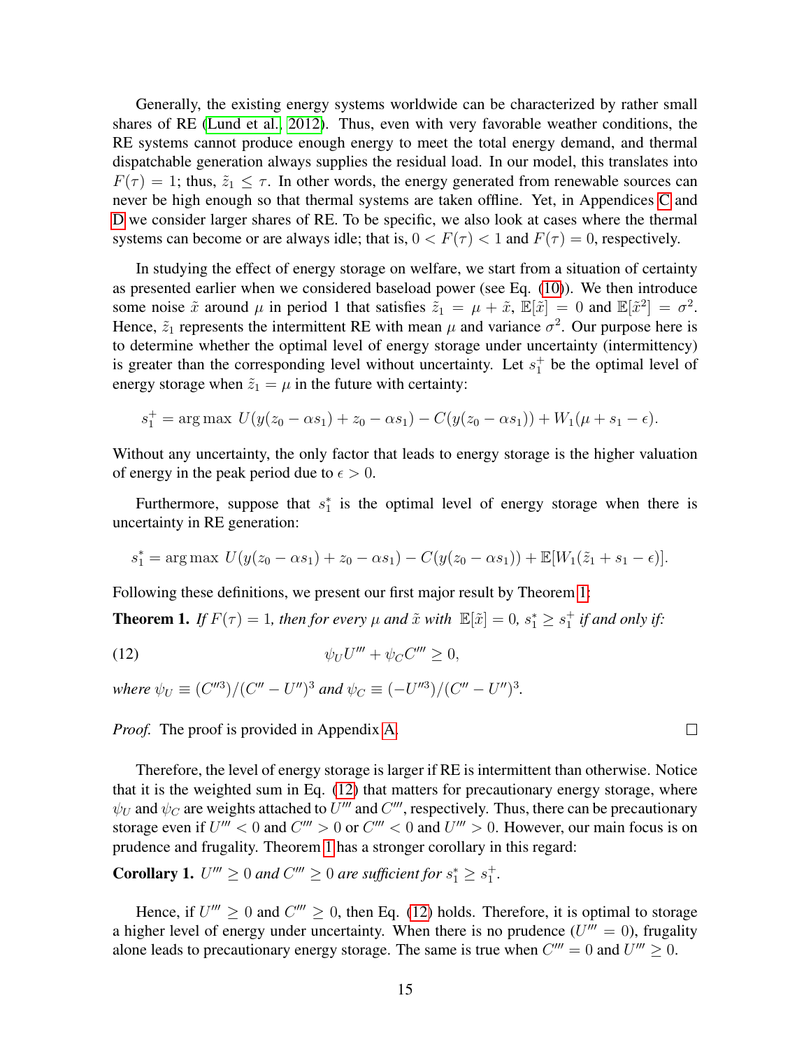Generally, the existing energy systems worldwide can be characterized by rather small shares of RE (Lund et al., 2012). Thus, even with very favorable weather conditions, the RE systems cannot produce enough energy to meet the total energy demand, and thermal dispatchable generation always supplies the residual load. In our model, this translates into $F(\tau) = 1$; thus, $\tilde{z}_1 \leq \tau$. In other words, the energy generated from renewable sources can never be high enough so that thermal systems are taken offline. Yet, in Appendices C and D we consider larger shares of RE. To be specific, we also look at cases where the thermal systems can become or are always idle; that is, $0 < F(\tau) < 1$ and $F(\tau) = 0$, respectively.

In studying the effect of energy storage on welfare, we start from a situation of certainty as presented earlier when we considered baseload power (see Eq. (10)). We then introduce some noise $\tilde{x}$ around $\mu$ in period 1 that satisfies $\tilde{z}_1 = \mu + \tilde{x}$, $\mathbb{E}[\tilde{x}] = 0$ and $\mathbb{E}[\tilde{x}^2] = \sigma^2$. Hence, $\tilde{z}_1$ represents the intermittent RE with mean $\mu$ and variance $\sigma^2$. Our purpose here is to determine whether the optimal level of energy storage under uncertainty (intermittency) is greater than the corresponding level without uncertainty. Let $s_1^+$ be the optimal level of energy storage when $\tilde{z}_1 = \mu$ in the future with certainty:

$$s_1^+ = \arg\max\ U(y(z_0 - \alpha s_1) + z_0 - \alpha s_1) - C(y(z_0 - \alpha s_1)) + W_1(\mu + s_1 - \epsilon).$$

Without any uncertainty, the only factor that leads to energy storage is the higher valuation of energy in the peak period due to $\epsilon > 0$.

Furthermore, suppose that $s_1^*$ is the optimal level of energy storage when there is uncertainty in RE generation:

$$s_1^* = \arg\max\ U(y(z_0 - \alpha s_1) + z_0 - \alpha s_1) - C(y(z_0 - \alpha s_1)) + \mathbb{E}[W_1(\tilde{z}_1 + s_1 - \epsilon)].$$

Following these definitions, we present our first major result by Theorem 1:

**Theorem 1.** *If $F(\tau) = 1$, then for every $\mu$ and $\tilde{x}$ with $\mathbb{E}[\tilde{x}] = 0$, $s_1^* \geq s_1^+$ if and only if:*

$$\psi_U U''' + \psi_C C''' \geq 0, \tag{12}$$

*where $\psi_U \equiv (C''^3)/(C'' - U'')^3$ and $\psi_C \equiv (-U''^3)/(C'' - U'')^3$.*

*Proof.* The proof is provided in Appendix A. □

Therefore, the level of energy storage is larger if RE is intermittent than otherwise. Notice that it is the weighted sum in Eq. (12) that matters for precautionary energy storage, where $\psi_U$ and $\psi_C$ are weights attached to $U'''$ and $C'''$, respectively. Thus, there can be precautionary storage even if $U''' < 0$ and $C''' > 0$ or $C''' < 0$ and $U''' > 0$. However, our main focus is on prudence and frugality. Theorem 1 has a stronger corollary in this regard:

**Corollary 1.** *$U''' \geq 0$ and $C''' \geq 0$ are sufficient for $s_1^* \geq s_1^+$.*

Hence, if $U''' \geq 0$ and $C''' \geq 0$, then Eq. (12) holds. Therefore, it is optimal to storage a higher level of energy under uncertainty. When there is no prudence ($U''' = 0$), frugality alone leads to precautionary energy storage. The same is true when $C''' = 0$ and $U''' \geq 0$.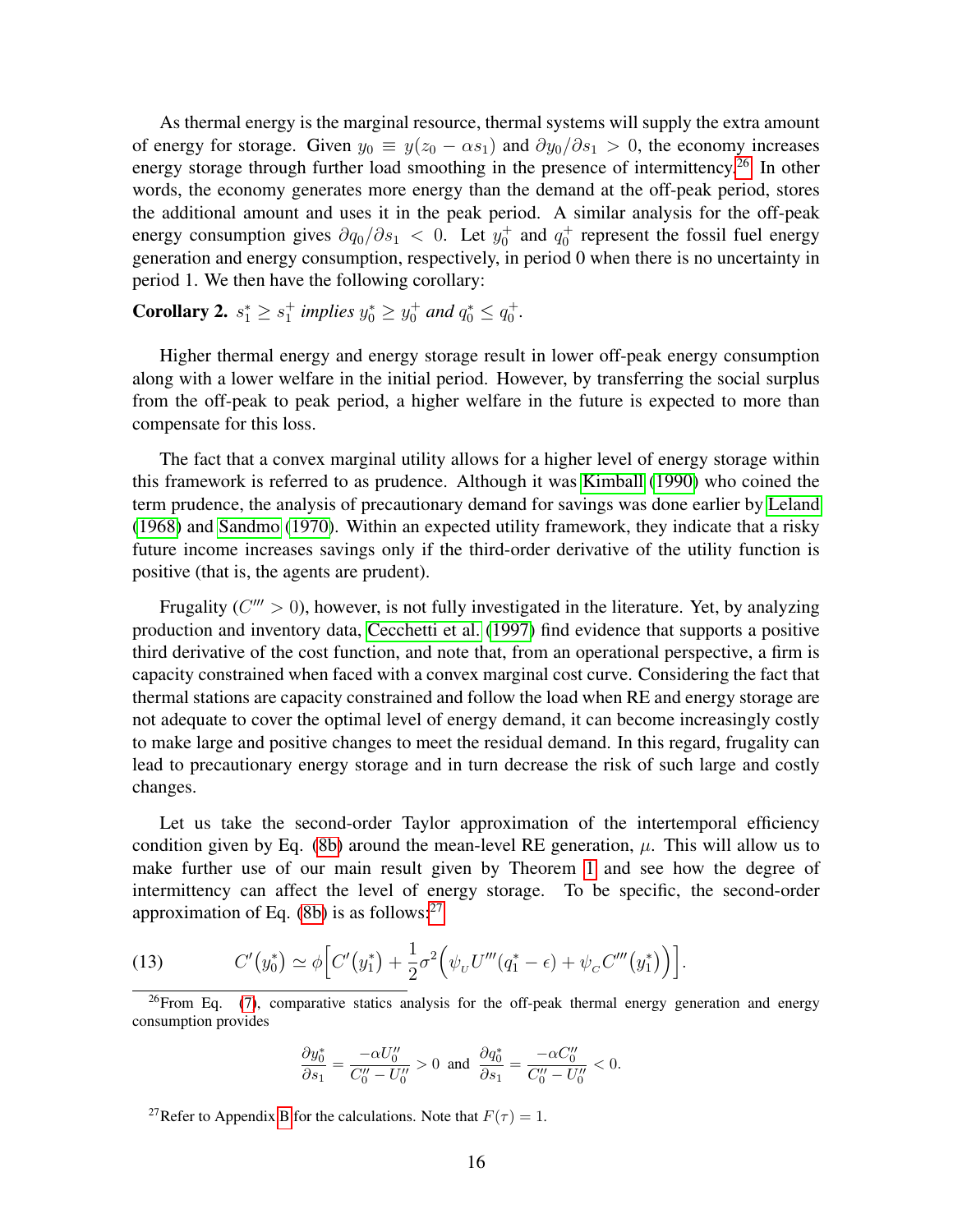As thermal energy is the marginal resource, thermal systems will supply the extra amount of energy for storage. Given $y_0 \equiv y(z_0 - \alpha s_1)$ and $\partial y_0/\partial s_1 > 0$, the economy increases energy storage through further load smoothing in the presence of intermittency.[26] In other words, the economy generates more energy than the demand at the off-peak period, stores the additional amount and uses it in the peak period. A similar analysis for the off-peak energy consumption gives $\partial q_0/\partial s_1 < 0$. Let $y_0^+$ and $q_0^+$ represent the fossil fuel energy generation and energy consumption, respectively, in period 0 when there is no uncertainty in period 1. We then have the following corollary:

**Corollary 2.** *$s_1^* \geq s_1^+$ implies $y_0^* \geq y_0^+$ and $q_0^* \leq q_0^+$.*

Higher thermal energy and energy storage result in lower off-peak energy consumption along with a lower welfare in the initial period. However, by transferring the social surplus from the off-peak to peak period, a higher welfare in the future is expected to more than compensate for this loss.

The fact that a convex marginal utility allows for a higher level of energy storage within this framework is referred to as prudence. Although it was Kimball (1990) who coined the term prudence, the analysis of precautionary demand for savings was done earlier by Leland (1968) and Sandmo (1970). Within an expected utility framework, they indicate that a risky future income increases savings only if the third-order derivative of the utility function is positive (that is, the agents are prudent).

Frugality ($C''' > 0$), however, is not fully investigated in the literature. Yet, by analyzing production and inventory data, Cecchetti et al. (1997) find evidence that supports a positive third derivative of the cost function, and note that, from an operational perspective, a firm is capacity constrained when faced with a convex marginal cost curve. Considering the fact that thermal stations are capacity constrained and follow the load when RE and energy storage are not adequate to cover the optimal level of energy demand, it can become increasingly costly to make large and positive changes to meet the residual demand. In this regard, frugality can lead to precautionary energy storage and in turn decrease the risk of such large and costly changes.

Let us take the second-order Taylor approximation of the intertemporal efficiency condition given by Eq. (8b) around the mean-level RE generation, $\mu$. This will allow us to make further use of our main result given by Theorem 1 and see how the degree of intermittency can affect the level of energy storage. To be specific, the second-order approximation of Eq. (8b) is as follows:[27]

$$C'(y_0^*) \simeq \phi\Big[C'(y_1^*) + \frac{1}{2}\sigma^2\Big(\psi_U U'''(q_1^* - \epsilon) + \psi_C C'''(y_1^*)\Big)\Big]. \tag{13}$$

[26] From Eq. (7), comparative statics analysis for the off-peak thermal energy generation and energy consumption provides

$$\frac{\partial y_0^*}{\partial s_1} = \frac{-\alpha U_0''}{C_0'' - U_0''} > 0 \text{ and } \frac{\partial q_0^*}{\partial s_1} = \frac{-\alpha C_0''}{C_0'' - U_0''} < 0.$$

[27] Refer to Appendix B for the calculations. Note that $F(\tau) = 1$.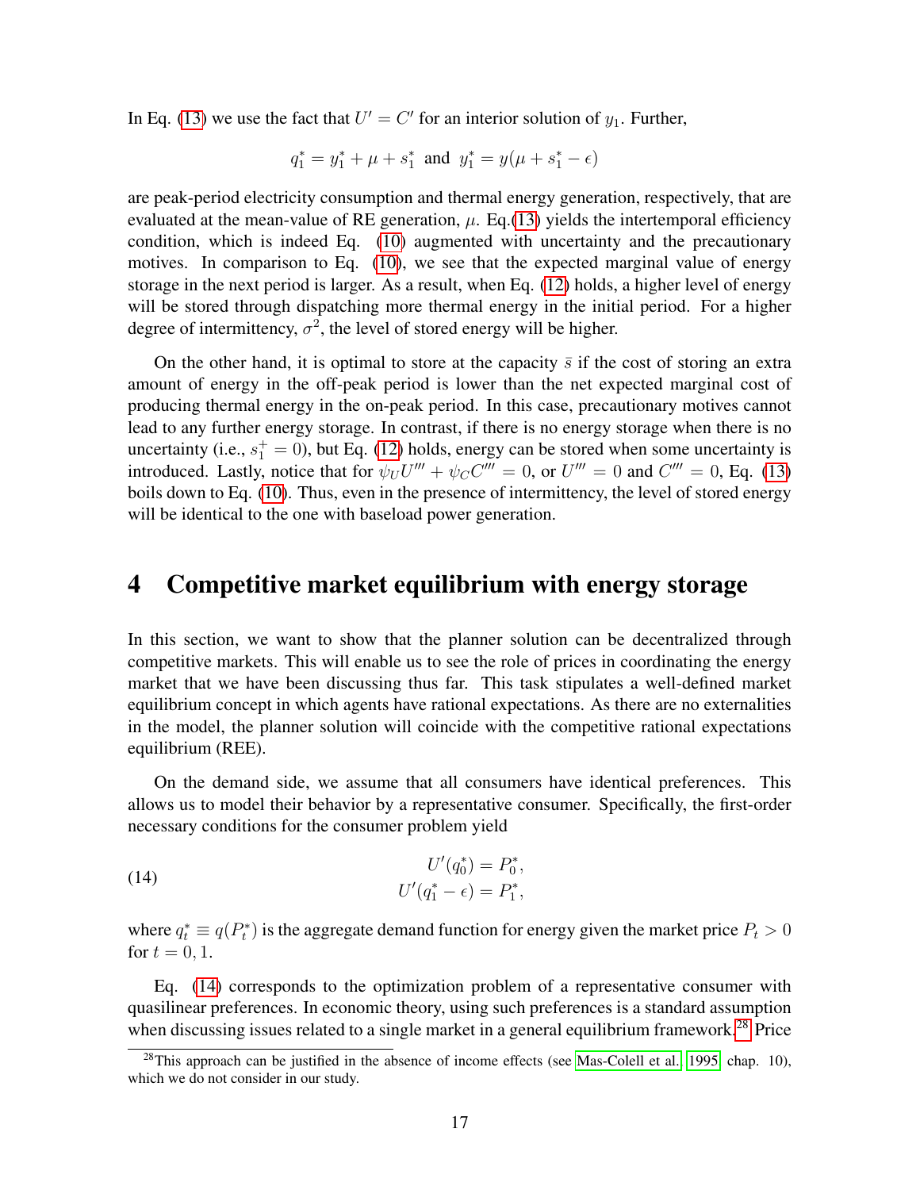In Eq. (13) we use the fact that $U' = C'$ for an interior solution of $y_1$. Further,

$$q_1^* = y_1^* + \mu + s_1^* \text{ and } y_1^* = y(\mu + s_1^* - \epsilon)$$

are peak-period electricity consumption and thermal energy generation, respectively, that are evaluated at the mean-value of RE generation, $\mu$. Eq.(13) yields the intertemporal efficiency condition, which is indeed Eq. (10) augmented with uncertainty and the precautionary motives. In comparison to Eq. (10), we see that the expected marginal value of energy storage in the next period is larger. As a result, when Eq. (12) holds, a higher level of energy will be stored through dispatching more thermal energy in the initial period. For a higher degree of intermittency, $\sigma^2$, the level of stored energy will be higher.

On the other hand, it is optimal to store at the capacity $\bar{s}$ if the cost of storing an extra amount of energy in the off-peak period is lower than the net expected marginal cost of producing thermal energy in the on-peak period. In this case, precautionary motives cannot lead to any further energy storage. In contrast, if there is no energy storage when there is no uncertainty (i.e., $s_1^+ = 0$), but Eq. (12) holds, energy can be stored when some uncertainty is introduced. Lastly, notice that for $\psi_U U''' + \psi_C C''' = 0$, or $U''' = 0$ and $C''' = 0$, Eq. (13) boils down to Eq. (10). Thus, even in the presence of intermittency, the level of stored energy will be identical to the one with baseload power generation.

# 4 Competitive market equilibrium with energy storage

In this section, we want to show that the planner solution can be decentralized through competitive markets. This will enable us to see the role of prices in coordinating the energy market that we have been discussing thus far. This task stipulates a well-defined market equilibrium concept in which agents have rational expectations. As there are no externalities in the model, the planner solution will coincide with the competitive rational expectations equilibrium (REE).

On the demand side, we assume that all consumers have identical preferences. This allows us to model their behavior by a representative consumer. Specifically, the first-order necessary conditions for the consumer problem yield

$$\begin{aligned} U'(q_0^*) &= P_0^*, \\ U'(q_1^* - \epsilon) &= P_1^*, \end{aligned} \tag{14}$$

where $q_t^* \equiv q(P_t^*)$ is the aggregate demand function for energy given the market price $P_t > 0$ for $t = 0, 1$.

Eq. (14) corresponds to the optimization problem of a representative consumer with quasilinear preferences. In economic theory, using such preferences is a standard assumption when discussing issues related to a single market in a general equilibrium framework.[28] Price

[28] This approach can be justified in the absence of income effects (see Mas-Colell et al. 1995 chap. 10), which we do not consider in our study.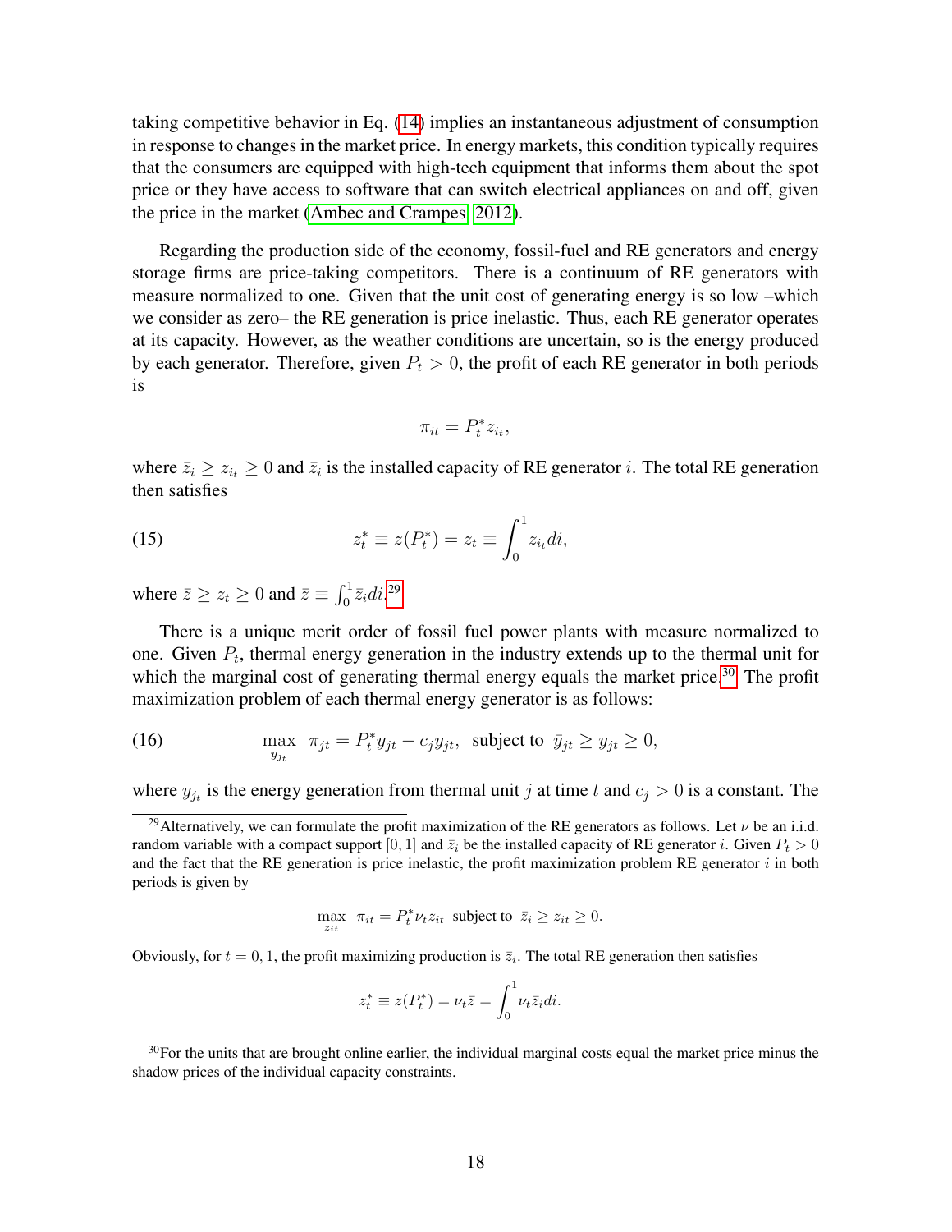taking competitive behavior in Eq. (14) implies an instantaneous adjustment of consumption in response to changes in the market price. In energy markets, this condition typically requires that the consumers are equipped with high-tech equipment that informs them about the spot price or they have access to software that can switch electrical appliances on and off, given the price in the market (Ambec and Crampes, 2012).

Regarding the production side of the economy, fossil-fuel and RE generators and energy storage firms are price-taking competitors. There is a continuum of RE generators with measure normalized to one. Given that the unit cost of generating energy is so low –which we consider as zero– the RE generation is price inelastic. Thus, each RE generator operates at its capacity. However, as the weather conditions are uncertain, so is the energy produced by each generator. Therefore, given $P_t > 0$, the profit of each RE generator in both periods is

$$\pi_{it} = P_t^* z_{i_t},$$

where $\bar{z}_i \geq z_{i_t} \geq 0$ and $\bar{z}_i$ is the installed capacity of RE generator $i$. The total RE generation then satisfies

$$z_t^* \equiv z(P_t^*) = z_t \equiv \int_0^1 z_{i_t} di, \tag{15}$$

where $\bar{z} \geq z_t \geq 0$ and $\bar{z} \equiv \int_0^1 \bar{z}_i di$.[29]

There is a unique merit order of fossil fuel power plants with measure normalized to one. Given $P_t$, thermal energy generation in the industry extends up to the thermal unit for which the marginal cost of generating thermal energy equals the market price.[30] The profit maximization problem of each thermal energy generator is as follows:

$$\max_{y_{jt}} \ \pi_{jt} = P_t^* y_{jt} - c_j y_{jt}, \ \text{ subject to } \ \bar{y}_{jt} \geq y_{jt} \geq 0, \tag{16}$$

where $y_{j_t}$ is the energy generation from thermal unit $j$ at time $t$ and $c_j > 0$ is a constant. The

---

[29] Alternatively, we can formulate the profit maximization of the RE generators as follows. Let $\nu$ be an i.i.d. random variable with a compact support $[0, 1]$ and $\bar{z}_i$ be the installed capacity of RE generator $i$. Given $P_t > 0$ and the fact that the RE generation is price inelastic, the profit maximization problem RE generator $i$ in both periods is given by

$$\max_{z_{it}} \ \pi_{it} = P_t^* \nu_t z_{it} \ \text{ subject to } \ \bar{z}_i \geq z_{it} \geq 0.$$

Obviously, for $t = 0, 1$, the profit maximizing production is $\bar{z}_i$. The total RE generation then satisfies

$$z_t^* \equiv z(P_t^*) = \nu_t \bar{z} = \int_0^1 \nu_t \bar{z}_i di.$$

[30] For the units that are brought online earlier, the individual marginal costs equal the market price minus the shadow prices of the individual capacity constraints.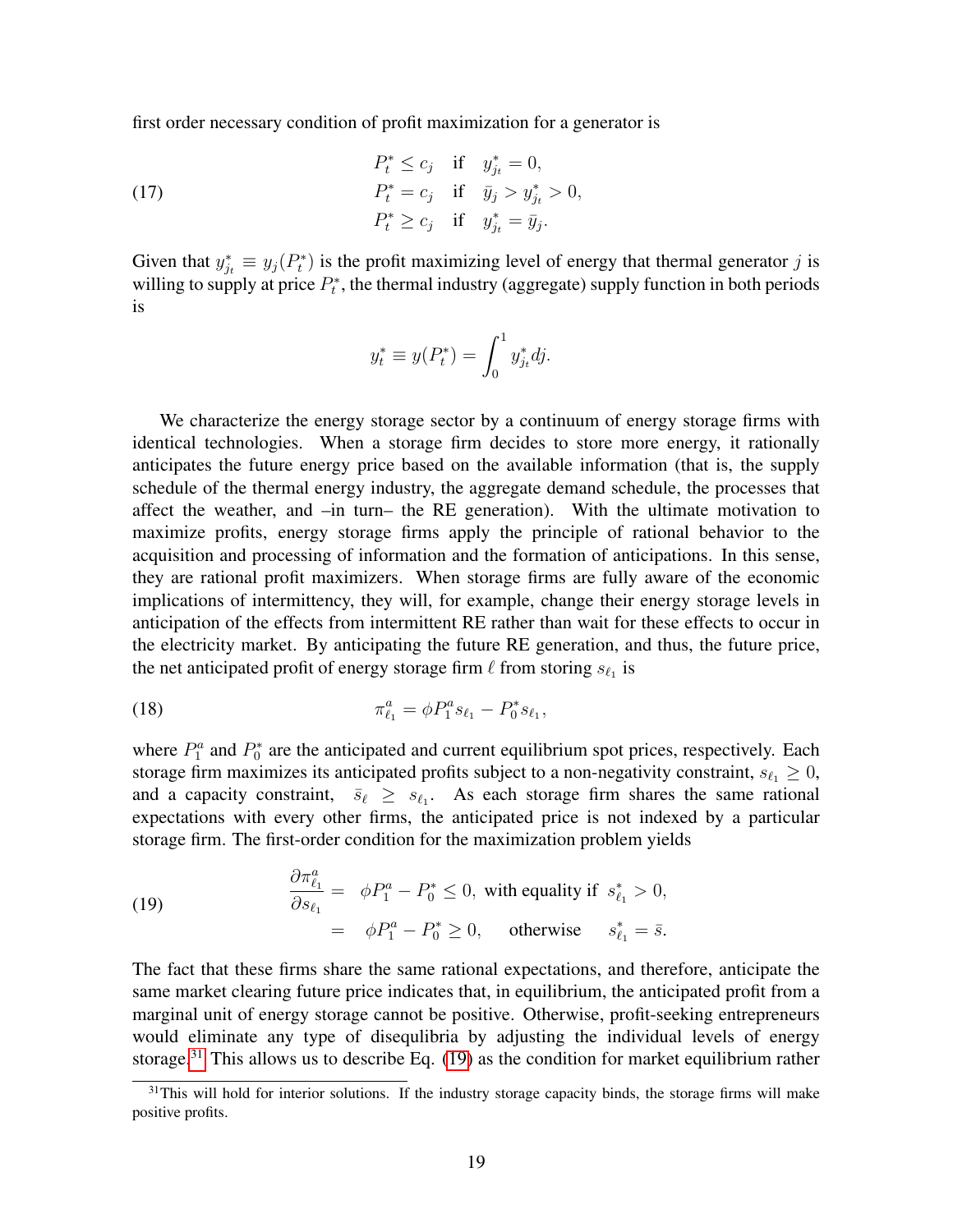first order necessary condition of profit maximization for a generator is

$$
\begin{aligned}
P_t^* &\leq c_j \quad \text{if} \quad y_{j_t}^* = 0, \\
P_t^* &= c_j \quad \text{if} \quad \bar{y}_j > y_{j_t}^* > 0, \\
P_t^* &\geq c_j \quad \text{if} \quad y_{j_t}^* = \bar{y}_j.
\end{aligned} \tag{17}
$$

Given that $y_{j_t}^* \equiv y_j(P_t^*)$ is the profit maximizing level of energy that thermal generator $j$ is willing to supply at price $P_t^*$, the thermal industry (aggregate) supply function in both periods is

$$
y_t^* \equiv y(P_t^*) = \int_0^1 y_{j_t}^* dj.
$$

We characterize the energy storage sector by a continuum of energy storage firms with identical technologies. When a storage firm decides to store more energy, it rationally anticipates the future energy price based on the available information (that is, the supply schedule of the thermal energy industry, the aggregate demand schedule, the processes that affect the weather, and –in turn– the RE generation). With the ultimate motivation to maximize profits, energy storage firms apply the principle of rational behavior to the acquisition and processing of information and the formation of anticipations. In this sense, they are rational profit maximizers. When storage firms are fully aware of the economic implications of intermittency, they will, for example, change their energy storage levels in anticipation of the effects from intermittent RE rather than wait for these effects to occur in the electricity market. By anticipating the future RE generation, and thus, the future price, the net anticipated profit of energy storage firm $\ell$ from storing $s_{\ell_1}$ is

$$
\pi_{\ell_1}^a = \phi P_1^a s_{\ell_1} - P_0^* s_{\ell_1}, \tag{18}
$$

where $P_1^a$ and $P_0^*$ are the anticipated and current equilibrium spot prices, respectively. Each storage firm maximizes its anticipated profits subject to a non-negativity constraint, $s_{\ell_1} \geq 0$, and a capacity constraint, $\bar{s}_\ell \geq s_{\ell_1}$. As each storage firm shares the same rational expectations with every other firms, the anticipated price is not indexed by a particular storage firm. The first-order condition for the maximization problem yields

$$
\begin{aligned}
\frac{\partial \pi_{\ell_1}^a}{\partial s_{\ell_1}} &= \phi P_1^a - P_0^* \leq 0, \text{ with equality if } s_{\ell_1}^* > 0, \\
&= \phi P_1^a - P_0^* \geq 0, \quad \text{otherwise} \quad s_{\ell_1}^* = \bar{s}.
\end{aligned} \tag{19}
$$

The fact that these firms share the same rational expectations, and therefore, anticipate the same market clearing future price indicates that, in equilibrium, the anticipated profit from a marginal unit of energy storage cannot be positive. Otherwise, profit-seeking entrepreneurs would eliminate any type of disequlibria by adjusting the individual levels of energy storage.[31] This allows us to describe Eq. (19) as the condition for market equilibrium rather

[31] This will hold for interior solutions. If the industry storage capacity binds, the storage firms will make positive profits.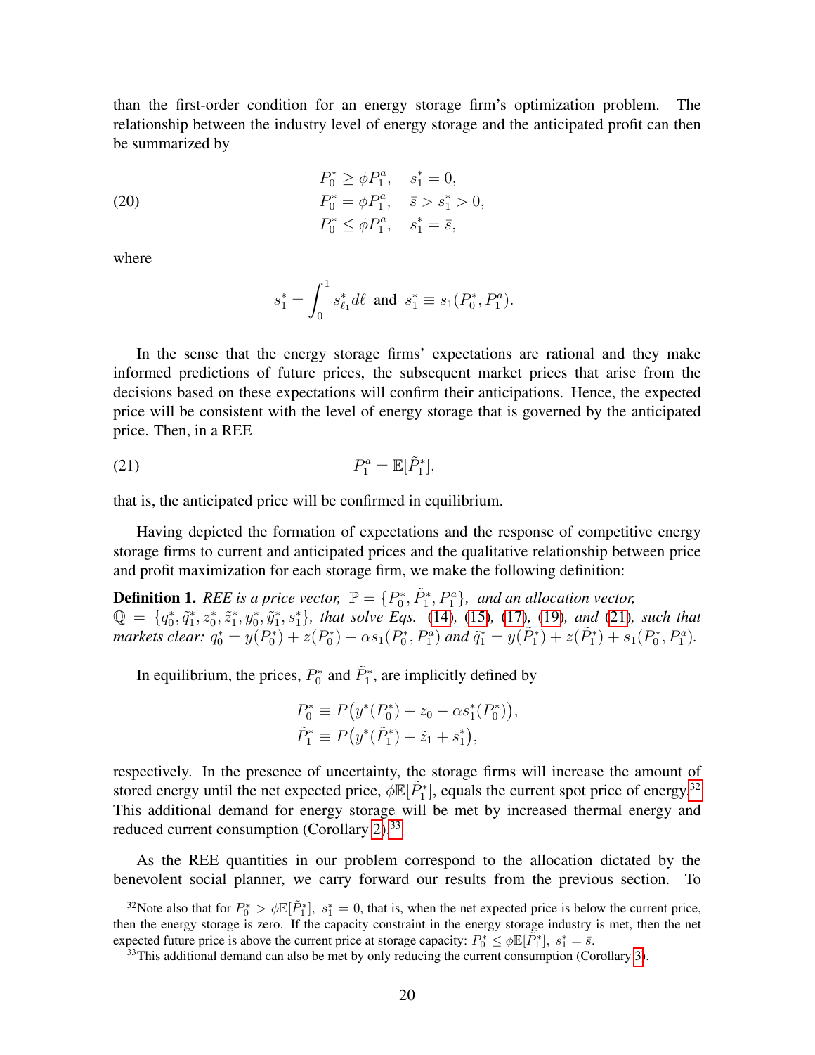than the first-order condition for an energy storage firm's optimization problem. The relationship between the industry level of energy storage and the anticipated profit can then be summarized by

$$
\begin{aligned}
P_0^* &\geq \phi P_1^a, \quad s_1^* = 0, \\
P_0^* &= \phi P_1^a, \quad \bar{s} > s_1^* > 0, \\
P_0^* &\leq \phi P_1^a, \quad s_1^* = \bar{s},
\end{aligned} \tag{20}
$$

where

$$
s_1^* = \int_0^1 s_{\ell_1}^* d\ell \text{ and } s_1^* \equiv s_1(P_0^*, P_1^a).
$$

In the sense that the energy storage firms' expectations are rational and they make informed predictions of future prices, the subsequent market prices that arise from the decisions based on these expectations will confirm their anticipations. Hence, the expected price will be consistent with the level of energy storage that is governed by the anticipated price. Then, in a REE

$$
P_1^a = \mathbb{E}[\tilde{P}_1^*], \tag{21}
$$

that is, the anticipated price will be confirmed in equilibrium.

Having depicted the formation of expectations and the response of competitive energy storage firms to current and anticipated prices and the qualitative relationship between price and profit maximization for each storage firm, we make the following definition:

**Definition 1.** *REE is a price vector, $\mathbb{P} = \{P_0^*, \tilde{P}_1^*, P_1^a\}$, and an allocation vector, $\mathbb{Q} = \{q_0^*, \tilde{q}_1^*, z_0^*, \tilde{z}_1^*, y_0^*, \tilde{y}_1^*, s_1^*\}$, that solve Eqs. (14), (15), (17), (19), and (21), such that markets clear: $q_0^* = y(P_0^*) + z(P_0^*) - \alpha s_1(P_0^*, P_1^a)$ and $\tilde{q}_1^* = y(\tilde{P}_1^*) + z(\tilde{P}_1^*) + s_1(P_0^*, P_1^a)$.*

In equilibrium, the prices, $P_0^*$ and $\tilde{P}_1^*$, are implicitly defined by

$$
\begin{aligned}
P_0^* &\equiv P\big(y^*(P_0^*) + z_0 - \alpha s_1^*(P_0^*)\big), \\
\tilde{P}_1^* &\equiv P\big(y^*(\tilde{P}_1^*) + \tilde{z}_1 + s_1^*\big),
\end{aligned}
$$

respectively. In the presence of uncertainty, the storage firms will increase the amount of stored energy until the net expected price, $\phi\mathbb{E}[\tilde{P}_1^*]$, equals the current spot price of energy.[32] This additional demand for energy storage will be met by increased thermal energy and reduced current consumption (Corollary 2).[33]

As the REE quantities in our problem correspond to the allocation dictated by the benevolent social planner, we carry forward our results from the previous section. To

[32] Note also that for $P_0^* > \phi\mathbb{E}[\tilde{P}_1^*]$, $s_1^* = 0$, that is, when the net expected price is below the current price, then the energy storage is zero. If the capacity constraint in the energy storage industry is met, then the net expected future price is above the current price at storage capacity: $P_0^* \leq \phi\mathbb{E}[\tilde{P}_1^*]$, $s_1^* = \bar{s}$.

[33] This additional demand can also be met by only reducing the current consumption (Corollary 3).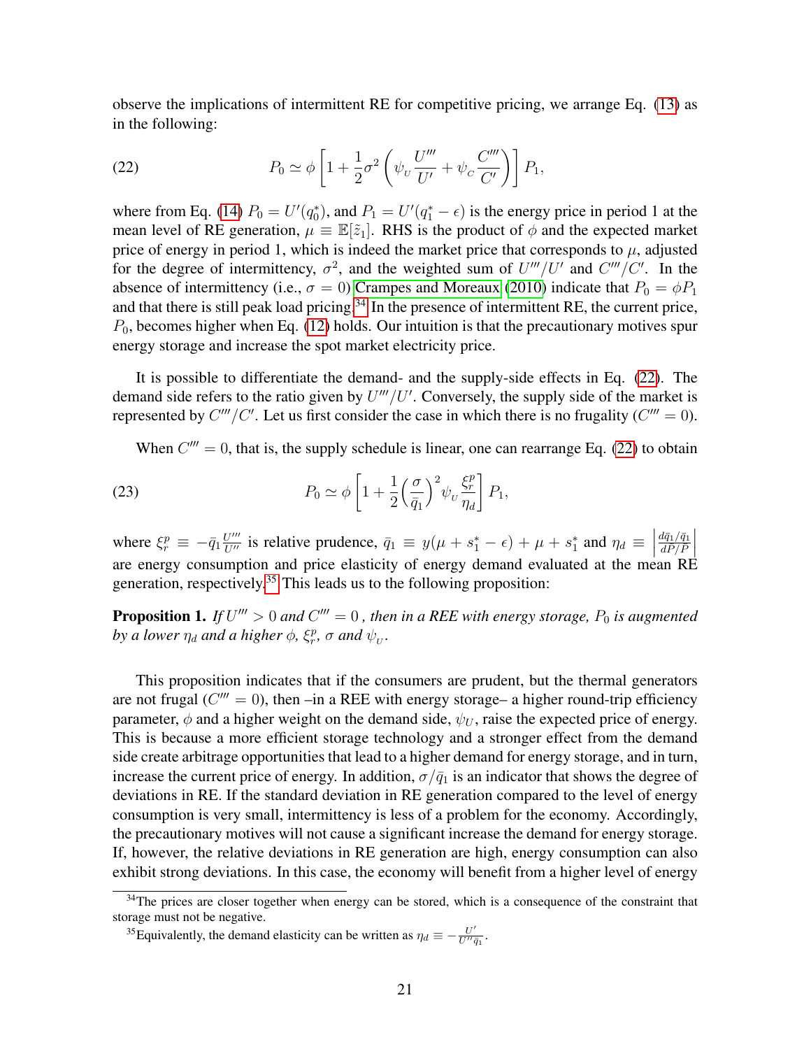observe the implications of intermittent RE for competitive pricing, we arrange Eq. (13) as in the following:

$$P_0 \simeq \phi \left[ 1 + \frac{1}{2}\sigma^2 \left( \psi_U \frac{U'''}{U'} + \psi_C \frac{C'''}{C'} \right) \right] P_1, \tag{22}$$

where from Eq. (14) $P_0 = U'(q_0^*)$, and $P_1 = U'(q_1^* - \epsilon)$ is the energy price in period 1 at the mean level of RE generation, $\mu \equiv \mathbb{E}[\tilde{z}_1]$. RHS is the product of $\phi$ and the expected market price of energy in period 1, which is indeed the market price that corresponds to $\mu$, adjusted for the degree of intermittency, $\sigma^2$, and the weighted sum of $U'''/U'$ and $C'''/C'$. In the absence of intermittency (i.e., $\sigma = 0$) Crampes and Moreaux (2010) indicate that $P_0 = \phi P_1$ and that there is still peak load pricing.[34] In the presence of intermittent RE, the current price, $P_0$, becomes higher when Eq. (12) holds. Our intuition is that the precautionary motives spur energy storage and increase the spot market electricity price.

It is possible to differentiate the demand- and the supply-side effects in Eq. (22). The demand side refers to the ratio given by $U'''/U'$. Conversely, the supply side of the market is represented by $C'''/C'$. Let us first consider the case in which there is no frugality ($C''' = 0$).

When $C''' = 0$, that is, the supply schedule is linear, one can rearrange Eq. (22) to obtain

$$P_0 \simeq \phi \left[ 1 + \frac{1}{2}\Big(\frac{\sigma}{\bar{q}_1}\Big)^2 \psi_U \frac{\xi_r^p}{\eta_d} \right] P_1, \tag{23}$$

where $\xi_r^p \equiv -\bar{q}_1 \frac{U'''}{U''}$ is relative prudence, $\bar{q}_1 \equiv y(\mu + s_1^* - \epsilon) + \mu + s_1^*$ and $\eta_d \equiv \left| \frac{d\bar{q}_1/\bar{q}_1}{dP/P} \right|$ are energy consumption and price elasticity of energy demand evaluated at the mean RE generation, respectively.[35] This leads us to the following proposition:

**Proposition 1.** *If $U''' > 0$ and $C''' = 0$ , then in a REE with energy storage, $P_0$ is augmented by a lower $\eta_d$ and a higher $\phi$, $\xi_r^p$, $\sigma$ and $\psi_U$.*

This proposition indicates that if the consumers are prudent, but the thermal generators are not frugal ($C''' = 0$), then –in a REE with energy storage– a higher round-trip efficiency parameter, $\phi$ and a higher weight on the demand side, $\psi_U$, raise the expected price of energy. This is because a more efficient storage technology and a stronger effect from the demand side create arbitrage opportunities that lead to a higher demand for energy storage, and in turn, increase the current price of energy. In addition, $\sigma/\bar{q}_1$ is an indicator that shows the degree of deviations in RE. If the standard deviation in RE generation compared to the level of energy consumption is very small, intermittency is less of a problem for the economy. Accordingly, the precautionary motives will not cause a significant increase the demand for energy storage. If, however, the relative deviations in RE generation are high, energy consumption can also exhibit strong deviations. In this case, the economy will benefit from a higher level of energy

[34] The prices are closer together when energy can be stored, which is a consequence of the constraint that storage must not be negative.

[35] Equivalently, the demand elasticity can be written as $\eta_d \equiv -\frac{U'}{U''\bar{q}_1}$.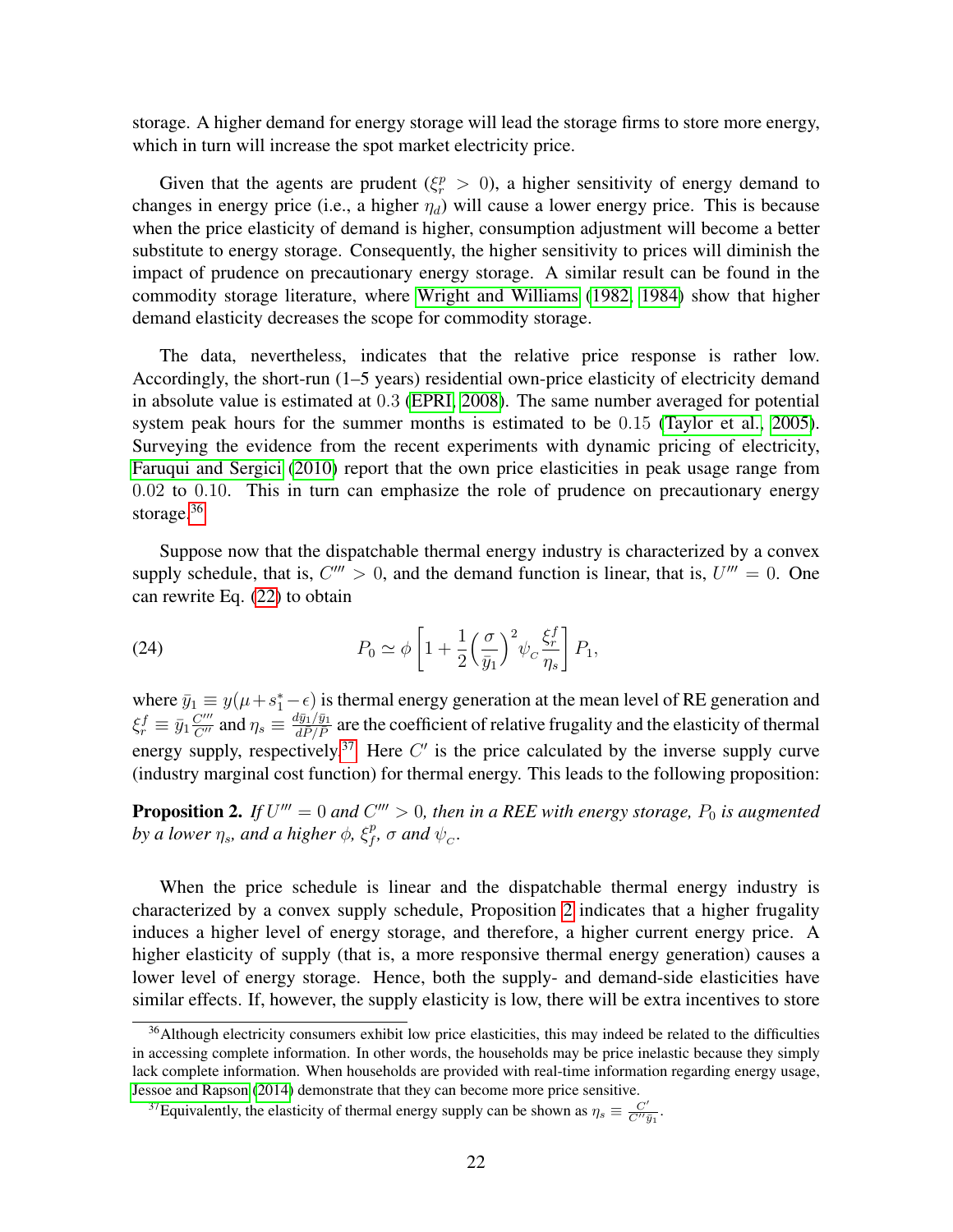storage. A higher demand for energy storage will lead the storage firms to store more energy, which in turn will increase the spot market electricity price.

Given that the agents are prudent ($\xi_r^p > 0$), a higher sensitivity of energy demand to changes in energy price (i.e., a higher $\eta_d$) will cause a lower energy price. This is because when the price elasticity of demand is higher, consumption adjustment will become a better substitute to energy storage. Consequently, the higher sensitivity to prices will diminish the impact of prudence on precautionary energy storage. A similar result can be found in the commodity storage literature, where Wright and Williams (1982, 1984) show that higher demand elasticity decreases the scope for commodity storage.

The data, nevertheless, indicates that the relative price response is rather low. Accordingly, the short-run (1–5 years) residential own-price elasticity of electricity demand in absolute value is estimated at 0.3 (EPRI, 2008). The same number averaged for potential system peak hours for the summer months is estimated to be 0.15 (Taylor et al., 2005). Surveying the evidence from the recent experiments with dynamic pricing of electricity, Faruqui and Sergici (2010) report that the own price elasticities in peak usage range from 0.02 to 0.10. This in turn can emphasize the role of prudence on precautionary energy storage.[36]

Suppose now that the dispatchable thermal energy industry is characterized by a convex supply schedule, that is, $C''' > 0$, and the demand function is linear, that is, $U''' = 0$. One can rewrite Eq. (22) to obtain

$$P_0 \simeq \phi \left[ 1 + \frac{1}{2} \left( \frac{\sigma}{\bar{y}_1} \right)^2 \psi_{\scriptscriptstyle C} \frac{\xi_r^f}{\eta_s} \right] P_1, \tag{24}$$

where $\bar{y}_1 \equiv y(\mu + s_1^* - \epsilon)$ is thermal energy generation at the mean level of RE generation and $\xi_r^f \equiv \bar{y}_1 \frac{C'''}{C''}$ and $\eta_s \equiv \frac{d\bar{y}_1/\bar{y}_1}{dP/P}$ are the coefficient of relative frugality and the elasticity of thermal energy supply, respectively.[37] Here $C'$ is the price calculated by the inverse supply curve (industry marginal cost function) for thermal energy. This leads to the following proposition:

**Proposition 2.** *If $U''' = 0$ and $C''' > 0$, then in a REE with energy storage, $P_0$ is augmented by a lower $\eta_s$, and a higher $\phi$, $\xi_f^p$, $\sigma$ and $\psi_{\scriptscriptstyle C}$.*

When the price schedule is linear and the dispatchable thermal energy industry is characterized by a convex supply schedule, Proposition 2 indicates that a higher frugality induces a higher level of energy storage, and therefore, a higher current energy price. A higher elasticity of supply (that is, a more responsive thermal energy generation) causes a lower level of energy storage. Hence, both the supply- and demand-side elasticities have similar effects. If, however, the supply elasticity is low, there will be extra incentives to store

[36] Although electricity consumers exhibit low price elasticities, this may indeed be related to the difficulties in accessing complete information. In other words, the households may be price inelastic because they simply lack complete information. When households are provided with real-time information regarding energy usage, Jessoe and Rapson (2014) demonstrate that they can become more price sensitive.

[37] Equivalently, the elasticity of thermal energy supply can be shown as $\eta_s \equiv \frac{C'}{C'' \bar{y}_1}$.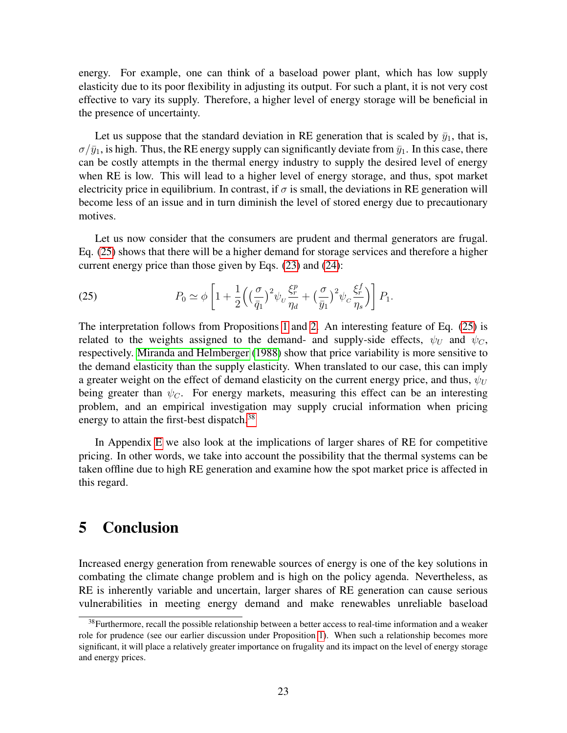energy. For example, one can think of a baseload power plant, which has low supply elasticity due to its poor flexibility in adjusting its output. For such a plant, it is not very cost effective to vary its supply. Therefore, a higher level of energy storage will be beneficial in the presence of uncertainty.

Let us suppose that the standard deviation in RE generation that is scaled by $\bar{y}_1$, that is, $\sigma/\bar{y}_1$, is high. Thus, the RE energy supply can significantly deviate from $\bar{y}_1$. In this case, there can be costly attempts in the thermal energy industry to supply the desired level of energy when RE is low. This will lead to a higher level of energy storage, and thus, spot market electricity price in equilibrium. In contrast, if $\sigma$ is small, the deviations in RE generation will become less of an issue and in turn diminish the level of stored energy due to precautionary motives.

Let us now consider that the consumers are prudent and thermal generators are frugal. Eq. (25) shows that there will be a higher demand for storage services and therefore a higher current energy price than those given by Eqs. (23) and (24):

$$P_0 \simeq \phi \left[ 1 + \frac{1}{2}\Big( \big(\frac{\sigma}{\bar{q}_1}\big)^2 \psi_U \frac{\xi_r^p}{\eta_d} + \big(\frac{\sigma}{\bar{y}_1}\big)^2 \psi_C \frac{\xi_r^f}{\eta_s} \Big) \right] P_1. \tag{25}$$

The interpretation follows from Propositions 1 and 2. An interesting feature of Eq. (25) is related to the weights assigned to the demand- and supply-side effects, $\psi_U$ and $\psi_C$, respectively. Miranda and Helmberger (1988) show that price variability is more sensitive to the demand elasticity than the supply elasticity. When translated to our case, this can imply a greater weight on the effect of demand elasticity on the current energy price, and thus, $\psi_U$ being greater than $\psi_C$. For energy markets, measuring this effect can be an interesting problem, and an empirical investigation may supply crucial information when pricing energy to attain the first-best dispatch.[38]

In Appendix E we also look at the implications of larger shares of RE for competitive pricing. In other words, we take into account the possibility that the thermal systems can be taken offline due to high RE generation and examine how the spot market price is affected in this regard.

# 5 Conclusion

Increased energy generation from renewable sources of energy is one of the key solutions in combating the climate change problem and is high on the policy agenda. Nevertheless, as RE is inherently variable and uncertain, larger shares of RE generation can cause serious vulnerabilities in meeting energy demand and make renewables unreliable baseload

[38] Furthermore, recall the possible relationship between a better access to real-time information and a weaker role for prudence (see our earlier discussion under Proposition 1). When such a relationship becomes more significant, it will place a relatively greater importance on frugality and its impact on the level of energy storage and energy prices.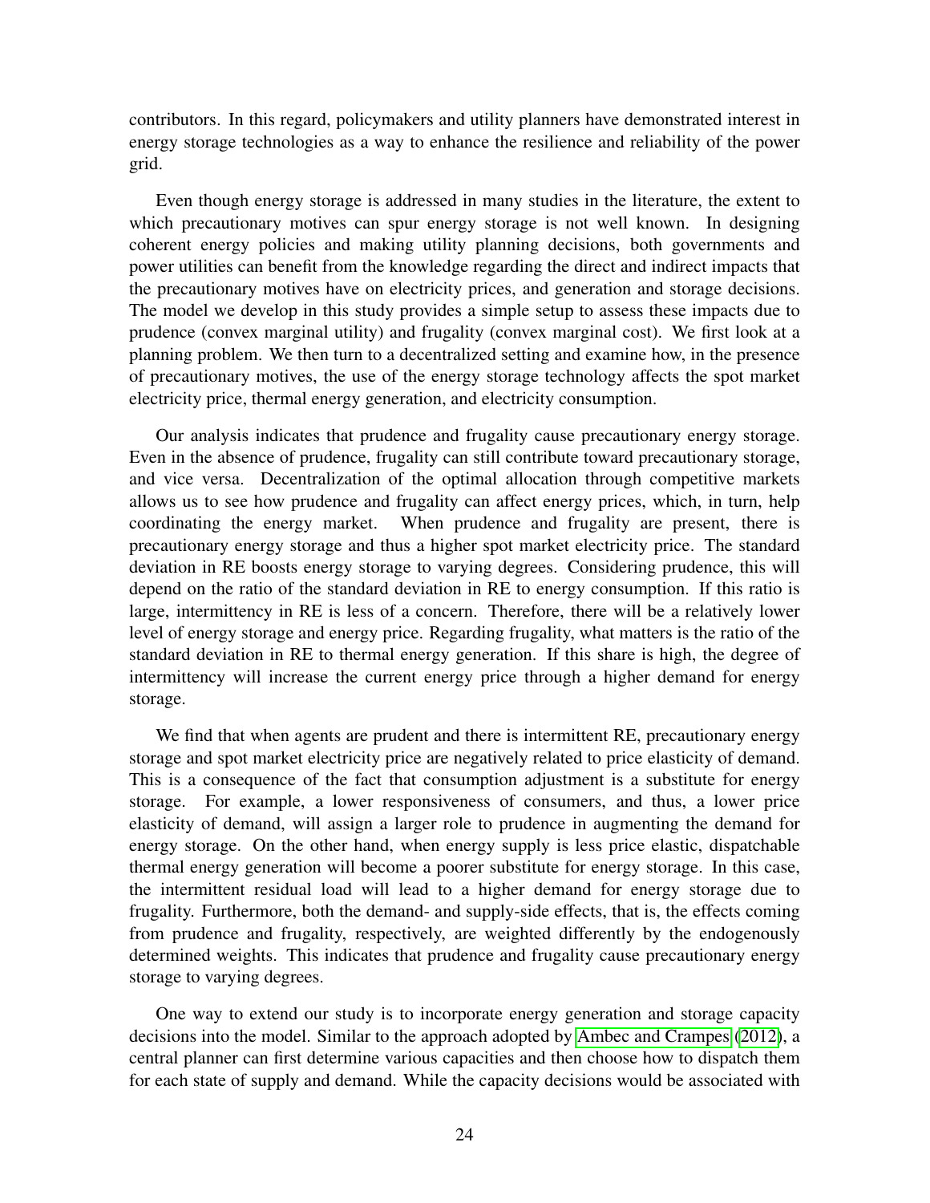contributors. In this regard, policymakers and utility planners have demonstrated interest in energy storage technologies as a way to enhance the resilience and reliability of the power grid.

Even though energy storage is addressed in many studies in the literature, the extent to which precautionary motives can spur energy storage is not well known. In designing coherent energy policies and making utility planning decisions, both governments and power utilities can benefit from the knowledge regarding the direct and indirect impacts that the precautionary motives have on electricity prices, and generation and storage decisions. The model we develop in this study provides a simple setup to assess these impacts due to prudence (convex marginal utility) and frugality (convex marginal cost). We first look at a planning problem. We then turn to a decentralized setting and examine how, in the presence of precautionary motives, the use of the energy storage technology affects the spot market electricity price, thermal energy generation, and electricity consumption.

Our analysis indicates that prudence and frugality cause precautionary energy storage. Even in the absence of prudence, frugality can still contribute toward precautionary storage, and vice versa. Decentralization of the optimal allocation through competitive markets allows us to see how prudence and frugality can affect energy prices, which, in turn, help coordinating the energy market. When prudence and frugality are present, there is precautionary energy storage and thus a higher spot market electricity price. The standard deviation in RE boosts energy storage to varying degrees. Considering prudence, this will depend on the ratio of the standard deviation in RE to energy consumption. If this ratio is large, intermittency in RE is less of a concern. Therefore, there will be a relatively lower level of energy storage and energy price. Regarding frugality, what matters is the ratio of the standard deviation in RE to thermal energy generation. If this share is high, the degree of intermittency will increase the current energy price through a higher demand for energy storage.

We find that when agents are prudent and there is intermittent RE, precautionary energy storage and spot market electricity price are negatively related to price elasticity of demand. This is a consequence of the fact that consumption adjustment is a substitute for energy storage. For example, a lower responsiveness of consumers, and thus, a lower price elasticity of demand, will assign a larger role to prudence in augmenting the demand for energy storage. On the other hand, when energy supply is less price elastic, dispatchable thermal energy generation will become a poorer substitute for energy storage. In this case, the intermittent residual load will lead to a higher demand for energy storage due to frugality. Furthermore, both the demand- and supply-side effects, that is, the effects coming from prudence and frugality, respectively, are weighted differently by the endogenously determined weights. This indicates that prudence and frugality cause precautionary energy storage to varying degrees.

One way to extend our study is to incorporate energy generation and storage capacity decisions into the model. Similar to the approach adopted by Ambec and Crampes (2012), a central planner can first determine various capacities and then choose how to dispatch them for each state of supply and demand. While the capacity decisions would be associated with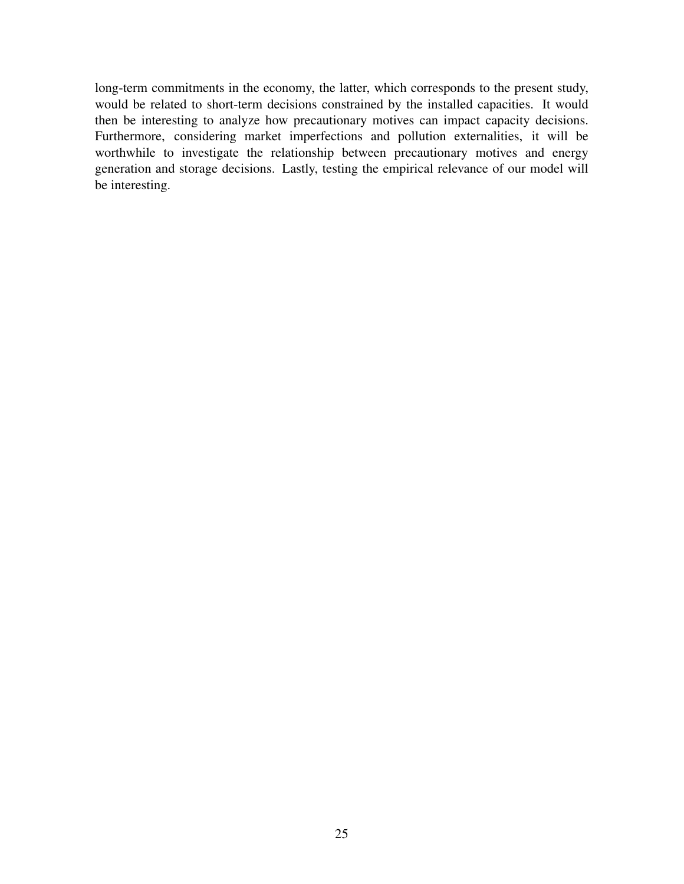long-term commitments in the economy, the latter, which corresponds to the present study, would be related to short-term decisions constrained by the installed capacities. It would then be interesting to analyze how precautionary motives can impact capacity decisions. Furthermore, considering market imperfections and pollution externalities, it will be worthwhile to investigate the relationship between precautionary motives and energy generation and storage decisions. Lastly, testing the empirical relevance of our model will be interesting.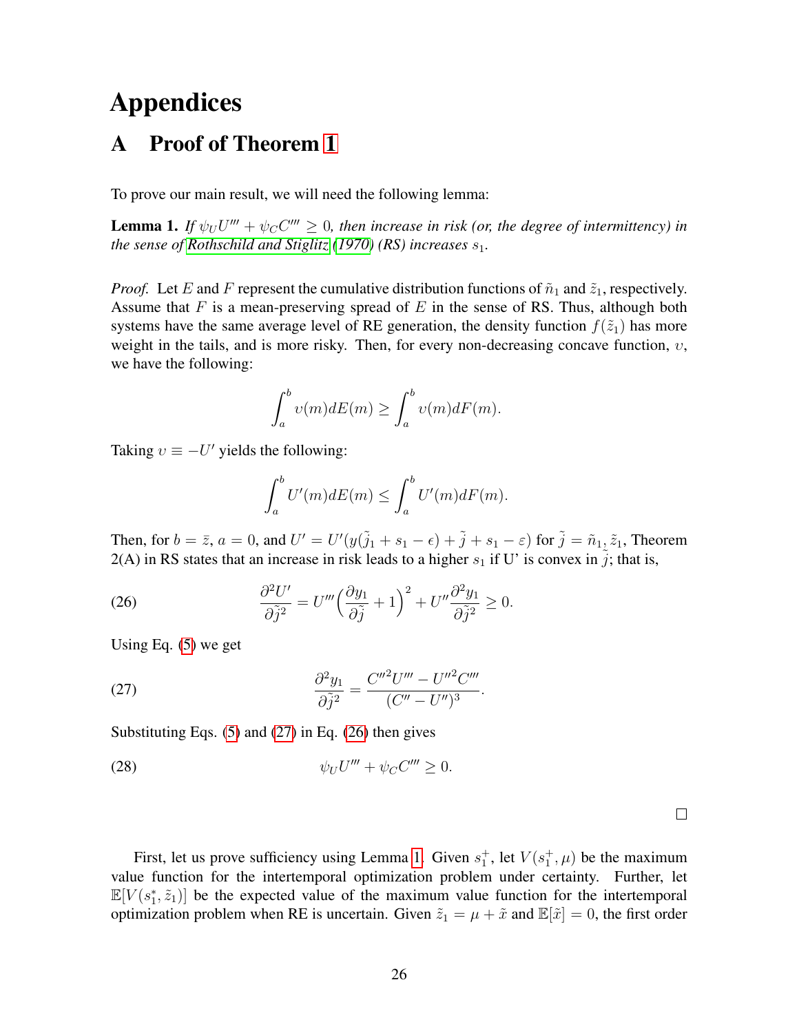# Appendices

## A Proof of Theorem 1

To prove our main result, we will need the following lemma:

**Lemma 1.** *If $\psi_U U''' + \psi_C C''' \geq 0$, then increase in risk (or, the degree of intermittency) in the sense of Rothschild and Stiglitz (1970) (RS) increases $s_1$.*

*Proof.* Let $E$ and $F$ represent the cumulative distribution functions of $\tilde{n}_1$ and $\tilde{z}_1$, respectively. Assume that $F$ is a mean-preserving spread of $E$ in the sense of RS. Thus, although both systems have the same average level of RE generation, the density function $f(\tilde{z}_1)$ has more weight in the tails, and is more risky. Then, for every non-decreasing concave function, $\upsilon$, we have the following:

$$\int_a^b \upsilon(m)dE(m) \geq \int_a^b \upsilon(m)dF(m).$$

Taking $\upsilon \equiv -U'$ yields the following:

$$\int_a^b U'(m)dE(m) \leq \int_a^b U'(m)dF(m).$$

Then, for $b = \bar{z}$, $a = 0$, and $U' = U'(y(\tilde{j}_1 + s_1 - \epsilon) + \tilde{j} + s_1 - \varepsilon)$ for $\tilde{j} = \tilde{n}_1, \tilde{z}_1$, Theorem 2(A) in RS states that an increase in risk leads to a higher $s_1$ if U' is convex in $\tilde{j}$; that is,

$$\frac{\partial^2 U'}{\partial \tilde{j}^2} = U'''\Big(\frac{\partial y_1}{\partial \tilde{j}} + 1\Big)^2 + U''\frac{\partial^2 y_1}{\partial \tilde{j}^2} \geq 0. \tag{26}$$

Using Eq. (5) we get

$$\frac{\partial^2 y_1}{\partial \tilde{j}^2} = \frac{C''^2 U''' - U''^2 C'''}{(C'' - U'')^3}. \tag{27}$$

Substituting Eqs. (5) and (27) in Eq. (26) then gives

$$\psi_U U''' + \psi_C C''' \geq 0. \tag{28}$$

□

First, let us prove sufficiency using Lemma 1. Given $s_1^+$, let $V(s_1^+, \mu)$ be the maximum value function for the intertemporal optimization problem under certainty. Further, let $\mathbb{E}[V(s_1^*, \tilde{z}_1)]$ be the expected value of the maximum value function for the intertemporal optimization problem when RE is uncertain. Given $\tilde{z}_1 = \mu + \tilde{x}$ and $\mathbb{E}[\tilde{x}] = 0$, the first order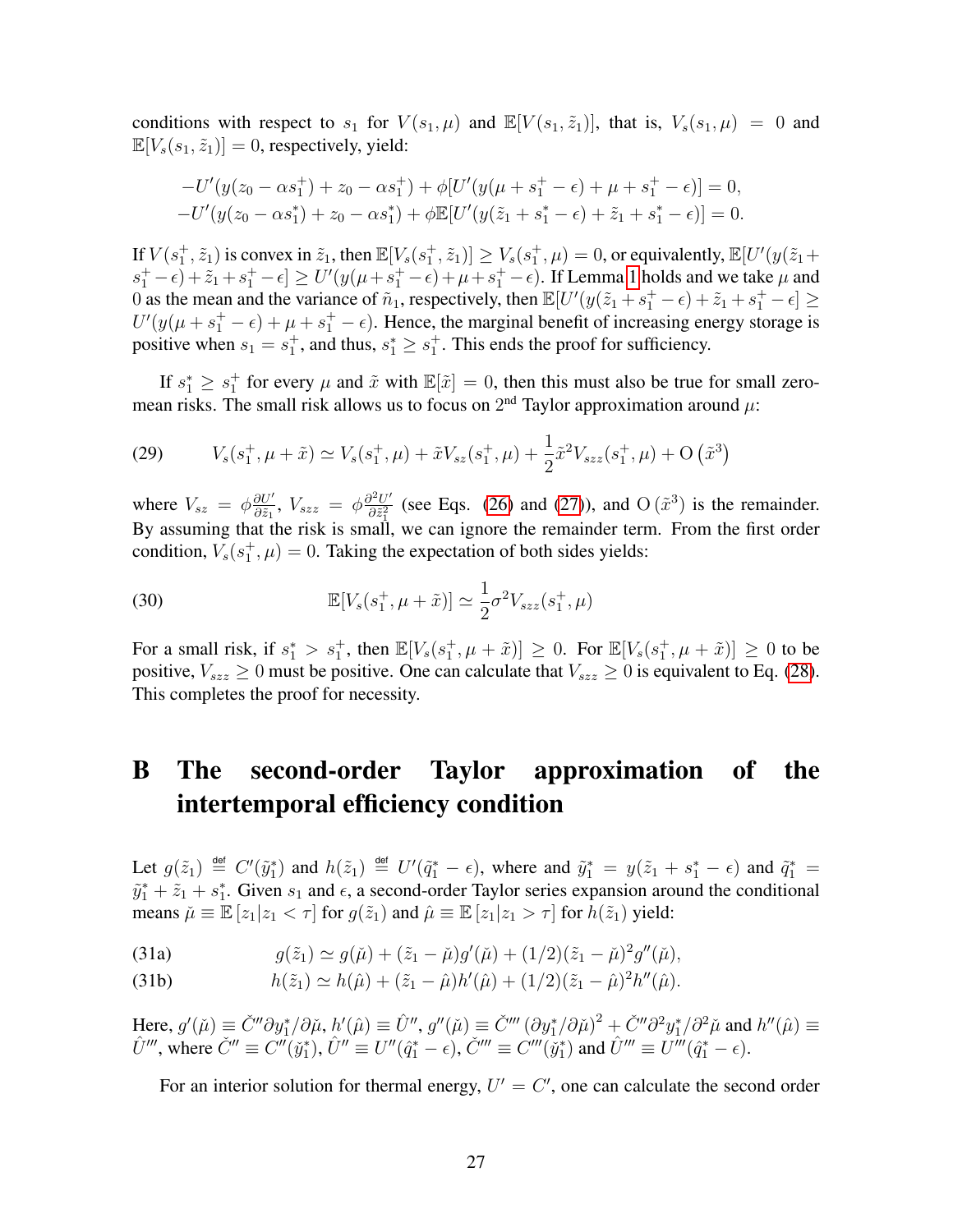conditions with respect to $s_1$ for $V(s_1, \mu)$ and $\mathbb{E}[V(s_1, \tilde{z}_1)]$, that is, $V_s(s_1, \mu) = 0$ and $\mathbb{E}[V_s(s_1, \tilde{z}_1)] = 0$, respectively, yield:

$$
\begin{aligned}
-U'(y(z_0 - \alpha s_1^+) + z_0 - \alpha s_1^+) + \phi[U'(y(\mu + s_1^+ - \epsilon) + \mu + s_1^+ - \epsilon)] &= 0,\\
-U'(y(z_0 - \alpha s_1^*) + z_0 - \alpha s_1^*) + \phi\mathbb{E}[U'(y(\tilde{z}_1 + s_1^* - \epsilon) + \tilde{z}_1 + s_1^* - \epsilon)] &= 0.
\end{aligned}
$$

If $V(s_1^+, \tilde{z}_1)$ is convex in $\tilde{z}_1$, then $\mathbb{E}[V_s(s_1^+, \tilde{z}_1)] \geq V_s(s_1^+, \mu) = 0$, or equivalently, $\mathbb{E}[U'(y(\tilde{z}_1 + s_1^+ - \epsilon) + \tilde{z}_1 + s_1^+ - \epsilon] \geq U'(y(\mu + s_1^+ - \epsilon) + \mu + s_1^+ - \epsilon)$. If Lemma 1 holds and we take $\mu$ and 0 as the mean and the variance of $\tilde{n}_1$, respectively, then $\mathbb{E}[U'(y(\tilde{z}_1 + s_1^+ - \epsilon) + \tilde{z}_1 + s_1^+ - \epsilon] \geq U'(y(\mu + s_1^+ - \epsilon) + \mu + s_1^+ - \epsilon)$. Hence, the marginal benefit of increasing energy storage is positive when $s_1 = s_1^+$, and thus, $s_1^* \geq s_1^+$. This ends the proof for sufficiency.

If $s_1^* \geq s_1^+$ for every $\mu$ and $\tilde{x}$ with $\mathbb{E}[\tilde{x}] = 0$, then this must also be true for small zero-mean risks. The small risk allows us to focus on 2[nd] Taylor approximation around $\mu$:

$$
V_s(s_1^+, \mu + \tilde{x}) \simeq V_s(s_1^+, \mu) + \tilde{x}V_{sz}(s_1^+, \mu) + \frac{1}{2}\tilde{x}^2 V_{szz}(s_1^+, \mu) + \mathrm{O}\left(\tilde{x}^3\right) \tag{29}
$$

where $V_{sz} = \phi\frac{\partial U'}{\partial \tilde{z}_1}$, $V_{szz} = \phi\frac{\partial^2 U'}{\partial \tilde{z}_1^2}$ (see Eqs. (26) and (27)), and $\mathrm{O}\left(\tilde{x}^3\right)$ is the remainder. By assuming that the risk is small, we can ignore the remainder term. From the first order condition, $V_s(s_1^+, \mu) = 0$. Taking the expectation of both sides yields:

$$
\mathbb{E}[V_s(s_1^+, \mu + \tilde{x})] \simeq \frac{1}{2}\sigma^2 V_{szz}(s_1^+, \mu) \tag{30}
$$

For a small risk, if $s_1^* > s_1^+$, then $\mathbb{E}[V_s(s_1^+, \mu + \tilde{x})] \geq 0$. For $\mathbb{E}[V_s(s_1^+, \mu + \tilde{x})] \geq 0$ to be positive, $V_{szz} \geq 0$ must be positive. One can calculate that $V_{szz} \geq 0$ is equivalent to Eq. (28). This completes the proof for necessity.

# B The second-order Taylor approximation of the intertemporal efficiency condition

Let $g(\tilde{z}_1) \overset{\text{def}}{=} C'(\tilde{y}_1^*)$ and $h(\tilde{z}_1) \overset{\text{def}}{=} U'(\tilde{q}_1^* - \epsilon)$, where and $\tilde{y}_1^* = y(\tilde{z}_1 + s_1^* - \epsilon)$ and $\tilde{q}_1^* = \tilde{y}_1^* + \tilde{z}_1 + s_1^*$. Given $s_1$ and $\epsilon$, a second-order Taylor series expansion around the conditional means $\check{\mu} \equiv \mathbb{E}\left[z_1 | z_1 < \tau\right]$ for $g(\tilde{z}_1)$ and $\hat{\mu} \equiv \mathbb{E}\left[z_1 | z_1 > \tau\right]$ for $h(\tilde{z}_1)$ yield:

$$
g(\tilde{z}_1) \simeq g(\check{\mu}) + (\tilde{z}_1 - \check{\mu})g'(\check{\mu}) + (1/2)(\tilde{z}_1 - \check{\mu})^2 g''(\check{\mu}), \tag{31a}
$$

$$
h(\tilde{z}_1) \simeq h(\hat{\mu}) + (\tilde{z}_1 - \hat{\mu})h'(\hat{\mu}) + (1/2)(\tilde{z}_1 - \hat{\mu})^2 h''(\hat{\mu}). \tag{31b}
$$

Here, $g'(\check{\mu}) \equiv \check{C}''\partial y_1^*/\partial\check{\mu}$, $h'(\hat{\mu}) \equiv \hat{U}''$, $g''(\check{\mu}) \equiv \check{C}'''\left(\partial y_1^*/\partial\check{\mu}\right)^2 + \check{C}''\partial^2 y_1^*/\partial^2\check{\mu}$ and $h''(\hat{\mu}) \equiv \hat{U}'''$, where $\check{C}'' \equiv C''(\check{y}_1^*)$, $\hat{U}'' \equiv U''(\hat{q}_1^* - \epsilon)$, $\check{C}''' \equiv C'''(\check{y}_1^*)$ and $\hat{U}''' \equiv U'''(\hat{q}_1^* - \epsilon)$.

For an interior solution for thermal energy, $U' = C'$, one can calculate the second order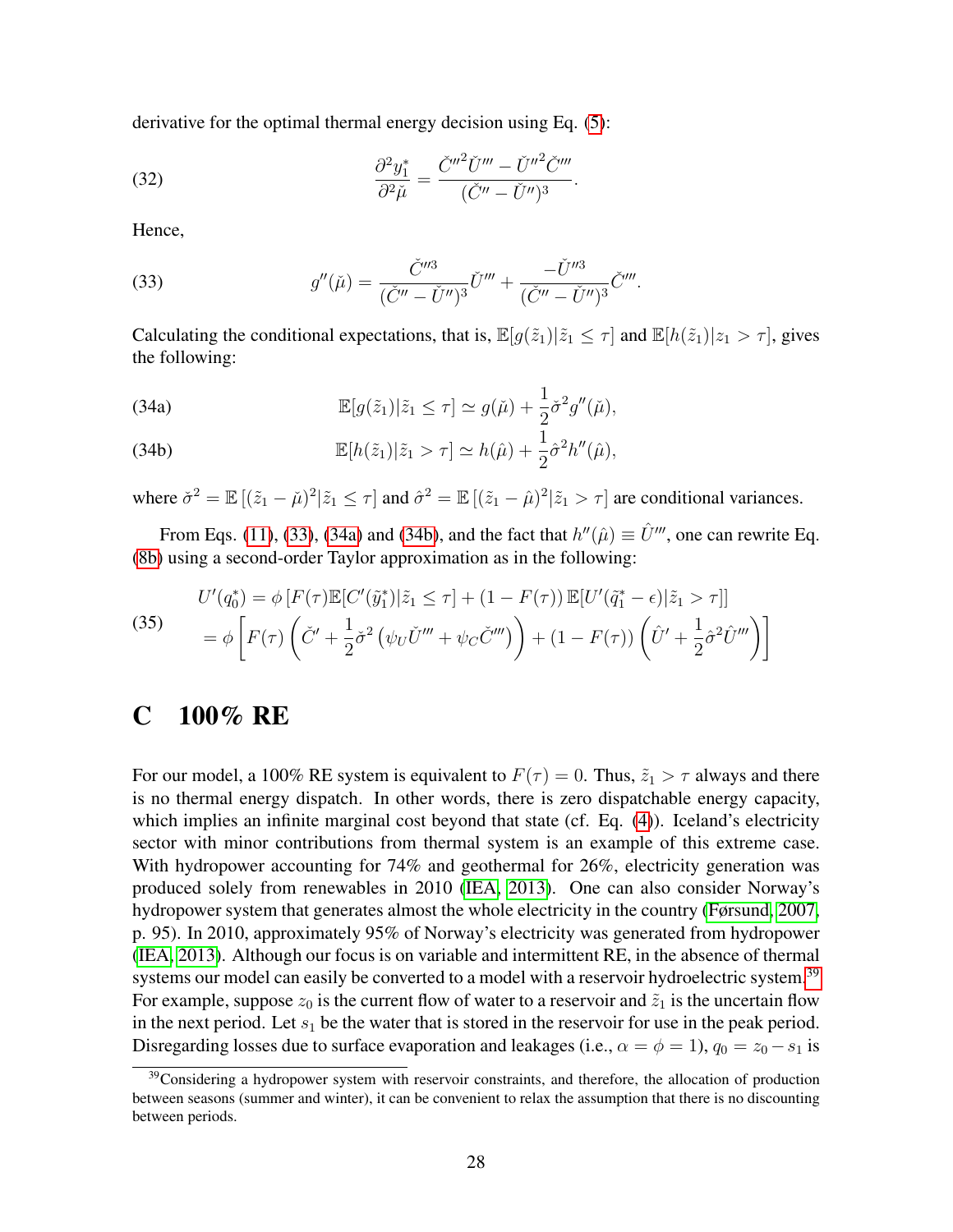derivative for the optimal thermal energy decision using Eq. (5):

$$\frac{\partial^2 y_1^*}{\partial^2 \check{\mu}} = \frac{\check{C}''^2 \check{U}''' - \check{U}''^2 \check{C}'''}{(\check{C}'' - \check{U}'')^3}. \tag{32}$$

Hence,

$$g''(\check{\mu}) = \frac{\check{C}''^3}{(\check{C}'' - \check{U}'')^3}\check{U}''' + \frac{-\check{U}''^3}{(\check{C}'' - \check{U}'')^3}\check{C}'''. \tag{33}$$

Calculating the conditional expectations, that is, $\mathbb{E}[g(\tilde{z}_1)|\tilde{z}_1 \leq \tau]$ and $\mathbb{E}[h(\tilde{z}_1)|z_1 > \tau]$, gives the following:

$$\mathbb{E}[g(\tilde{z}_1)|\tilde{z}_1 \leq \tau] \simeq g(\check{\mu}) + \frac{1}{2}\check{\sigma}^2 g''(\check{\mu}), \tag{34a}$$

$$\mathbb{E}[h(\tilde{z}_1)|\tilde{z}_1 > \tau] \simeq h(\hat{\mu}) + \frac{1}{2}\hat{\sigma}^2 h''(\hat{\mu}), \tag{34b}$$

where $\check{\sigma}^2 = \mathbb{E}\left[(\tilde{z}_1 - \check{\mu})^2|\tilde{z}_1 \leq \tau\right]$ and $\hat{\sigma}^2 = \mathbb{E}\left[(\tilde{z}_1 - \hat{\mu})^2|\tilde{z}_1 > \tau\right]$ are conditional variances.

From Eqs. (11), (33), (34a) and (34b), and the fact that $h''(\hat{\mu}) \equiv \hat{U}'''$, one can rewrite Eq. (8b) using a second-order Taylor approximation as in the following:

$$\begin{aligned} U'(q_0^*) &= \phi\left[F(\tau)\mathbb{E}[C'(\tilde{y}_1^*)|\tilde{z}_1 \leq \tau] + (1 - F(\tau))\,\mathbb{E}[U'(\tilde{q}_1^* - \epsilon)|\tilde{z}_1 > \tau]\right] \\ &= \phi\left[F(\tau)\left(\check{C}' + \frac{1}{2}\check{\sigma}^2\left(\psi_U \check{U}''' + \psi_C \check{C}'''\right)\right) + (1 - F(\tau))\left(\hat{U}' + \frac{1}{2}\hat{\sigma}^2 \hat{U}'''\right)\right] \end{aligned} \tag{35}$$

# C 100% RE

For our model, a 100% RE system is equivalent to $F(\tau) = 0$. Thus, $\tilde{z}_1 > \tau$ always and there is no thermal energy dispatch. In other words, there is zero dispatchable energy capacity, which implies an infinite marginal cost beyond that state (cf. Eq. (4)). Iceland's electricity sector with minor contributions from thermal system is an example of this extreme case. With hydropower accounting for 74% and geothermal for 26%, electricity generation was produced solely from renewables in 2010 (IEA, 2013). One can also consider Norway's hydropower system that generates almost the whole electricity in the country (Førsund, 2007, p. 95). In 2010, approximately 95% of Norway's electricity was generated from hydropower (IEA, 2013). Although our focus is on variable and intermittent RE, in the absence of thermal systems our model can easily be converted to a model with a reservoir hydroelectric system.[39] For example, suppose $z_0$ is the current flow of water to a reservoir and $\tilde{z}_1$ is the uncertain flow in the next period. Let $s_1$ be the water that is stored in the reservoir for use in the peak period. Disregarding losses due to surface evaporation and leakages (i.e., $\alpha = \phi = 1$), $q_0 = z_0 - s_1$ is

[39] Considering a hydropower system with reservoir constraints, and therefore, the allocation of production between seasons (summer and winter), it can be convenient to relax the assumption that there is no discounting between periods.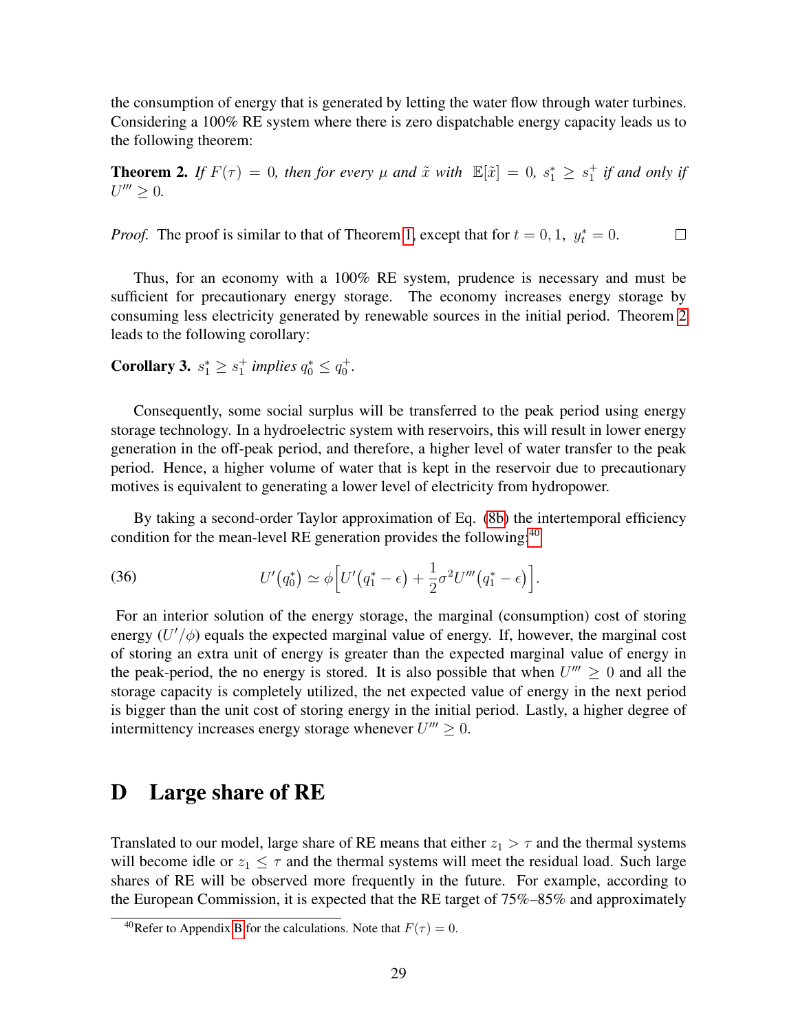the consumption of energy that is generated by letting the water flow through water turbines. Considering a 100% RE system where there is zero dispatchable energy capacity leads us to the following theorem:

**Theorem 2.** *If $F(\tau) = 0$, then for every $\mu$ and $\tilde{x}$ with $\mathbb{E}[\tilde{x}] = 0$, $s_1^* \geq s_1^+$ if and only if $U''' \geq 0$.*

*Proof.* The proof is similar to that of Theorem 1, except that for $t = 0, 1,\ y_t^* = 0$. □

Thus, for an economy with a 100% RE system, prudence is necessary and must be sufficient for precautionary energy storage. The economy increases energy storage by consuming less electricity generated by renewable sources in the initial period. Theorem 2 leads to the following corollary:

**Corollary 3.** *$s_1^* \geq s_1^+$ implies $q_0^* \leq q_0^+$.*

Consequently, some social surplus will be transferred to the peak period using energy storage technology. In a hydroelectric system with reservoirs, this will result in lower energy generation in the off-peak period, and therefore, a higher level of water transfer to the peak period. Hence, a higher volume of water that is kept in the reservoir due to precautionary motives is equivalent to generating a lower level of electricity from hydropower.

By taking a second-order Taylor approximation of Eq. (8b) the intertemporal efficiency condition for the mean-level RE generation provides the following:[40]

$$U'\big(q_0^*\big) \simeq \phi\Big[U'\big(q_1^* - \epsilon\big) + \frac{1}{2}\sigma^2 U'''\big(q_1^* - \epsilon\big)\Big]. \tag{36}$$

For an interior solution of the energy storage, the marginal (consumption) cost of storing energy ($U'/\phi$) equals the expected marginal value of energy. If, however, the marginal cost of storing an extra unit of energy is greater than the expected marginal value of energy in the peak-period, the no energy is stored. It is also possible that when $U''' \geq 0$ and all the storage capacity is completely utilized, the net expected value of energy in the next period is bigger than the unit cost of storing energy in the initial period. Lastly, a higher degree of intermittency increases energy storage whenever $U''' \geq 0$.

# D Large share of RE

Translated to our model, large share of RE means that either $z_1 > \tau$ and the thermal systems will become idle or $z_1 \leq \tau$ and the thermal systems will meet the residual load. Such large shares of RE will be observed more frequently in the future. For example, according to the European Commission, it is expected that the RE target of 75%–85% and approximately

[40] Refer to Appendix B for the calculations. Note that $F(\tau) = 0$.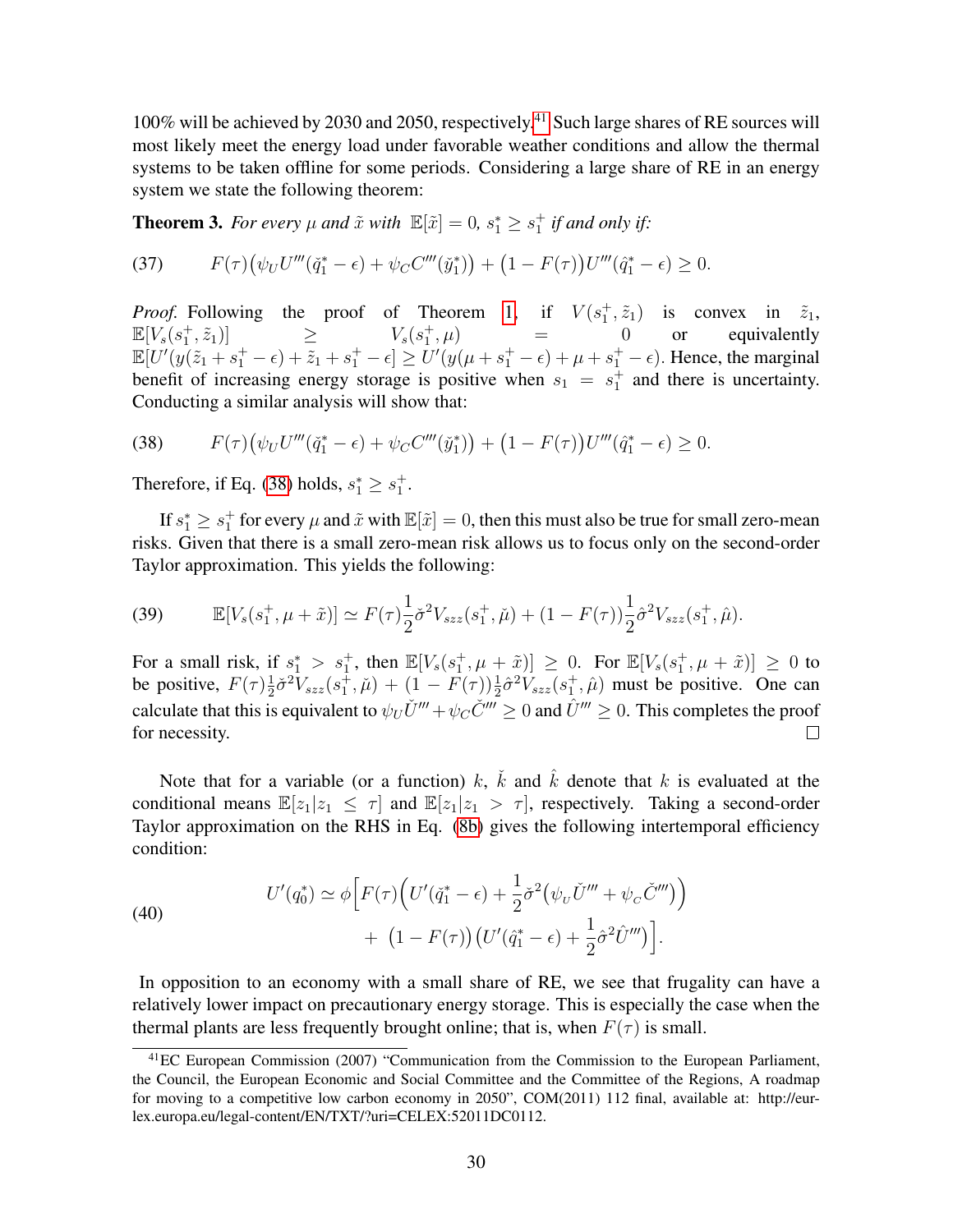100% will be achieved by 2030 and 2050, respectively.[41] Such large shares of RE sources will most likely meet the energy load under favorable weather conditions and allow the thermal systems to be taken offline for some periods. Considering a large share of RE in an energy system we state the following theorem:

**Theorem 3.** *For every $\mu$ and $\tilde{x}$ with $\mathbb{E}[\tilde{x}] = 0$, $s_1^* \geq s_1^+$ if and only if:*

$$F(\tau)\big(\psi_U U'''(\check{q}_1^* - \epsilon) + \psi_C C'''(\check{y}_1^*)\big) + \big(1 - F(\tau)\big)U'''(\hat{q}_1^* - \epsilon) \geq 0. \tag{37}$$

*Proof.* Following the proof of Theorem 1, if $V(s_1^+, \tilde{z}_1)$ is convex in $\tilde{z}_1$, $\mathbb{E}[V_s(s_1^+, \tilde{z}_1)] \geq V_s(s_1^+, \mu) = 0$ or equivalently $\mathbb{E}[U'(y(\tilde{z}_1 + s_1^+ - \epsilon) + \tilde{z}_1 + s_1^+ - \epsilon] \geq U'(y(\mu + s_1^+ - \epsilon) + \mu + s_1^+ - \epsilon)$. Hence, the marginal benefit of increasing energy storage is positive when $s_1 = s_1^+$ and there is uncertainty. Conducting a similar analysis will show that:

$$F(\tau)\big(\psi_U U'''(\check{q}_1^* - \epsilon) + \psi_C C'''(\check{y}_1^*)\big) + \big(1 - F(\tau)\big)U'''(\hat{q}_1^* - \epsilon) \geq 0. \tag{38}$$

Therefore, if Eq. (38) holds, $s_1^* \geq s_1^+$.

If $s_1^* \geq s_1^+$ for every $\mu$ and $\tilde{x}$ with $\mathbb{E}[\tilde{x}] = 0$, then this must also be true for small zero-mean risks. Given that there is a small zero-mean risk allows us to focus only on the second-order Taylor approximation. This yields the following:

$$\mathbb{E}[V_s(s_1^+, \mu + \tilde{x})] \simeq F(\tau)\frac{1}{2}\check{\sigma}^2 V_{szz}(s_1^+, \check{\mu}) + (1 - F(\tau))\frac{1}{2}\hat{\sigma}^2 V_{szz}(s_1^+, \hat{\mu}). \tag{39}$$

For a small risk, if $s_1^* > s_1^+$, then $\mathbb{E}[V_s(s_1^+, \mu + \tilde{x})] \geq 0$. For $\mathbb{E}[V_s(s_1^+, \mu + \tilde{x})] \geq 0$ to be positive, $F(\tau)\frac{1}{2}\check{\sigma}^2 V_{szz}(s_1^+, \check{\mu}) + (1 - F(\tau))\frac{1}{2}\hat{\sigma}^2 V_{szz}(s_1^+, \hat{\mu})$ must be positive. One can calculate that this is equivalent to $\psi_U \check{U}''' + \psi_C \check{C}''' \geq 0$ and $\hat{U}''' \geq 0$. This completes the proof for necessity. □

Note that for a variable (or a function) $k$, $\check{k}$ and $\hat{k}$ denote that $k$ is evaluated at the conditional means $\mathbb{E}[z_1|z_1 \leq \tau]$ and $\mathbb{E}[z_1|z_1 > \tau]$, respectively. Taking a second-order Taylor approximation on the RHS in Eq. (8b) gives the following intertemporal efficiency condition:

$$\begin{aligned} U'(q_0^*) \simeq \phi\Big[&F(\tau)\Big(U'(\check{q}_1^* - \epsilon) + \frac{1}{2}\check{\sigma}^2\big(\psi_U \check{U}''' + \psi_C \check{C}'''\big)\Big) \\ &+ \big(1 - F(\tau)\big)\big(U'(\hat{q}_1^* - \epsilon) + \frac{1}{2}\hat{\sigma}^2 \hat{U}'''\big)\Big]. \end{aligned} \tag{40}$$

In opposition to an economy with a small share of RE, we see that frugality can have a relatively lower impact on precautionary energy storage. This is especially the case when the thermal plants are less frequently brought online; that is, when $F(\tau)$ is small.

[41] EC European Commission (2007) "Communication from the Commission to the European Parliament, the Council, the European Economic and Social Committee and the Committee of the Regions, A roadmap for moving to a competitive low carbon economy in 2050", COM(2011) 112 final, available at: http://eur-lex.europa.eu/legal-content/EN/TXT/?uri=CELEX:52011DC0112.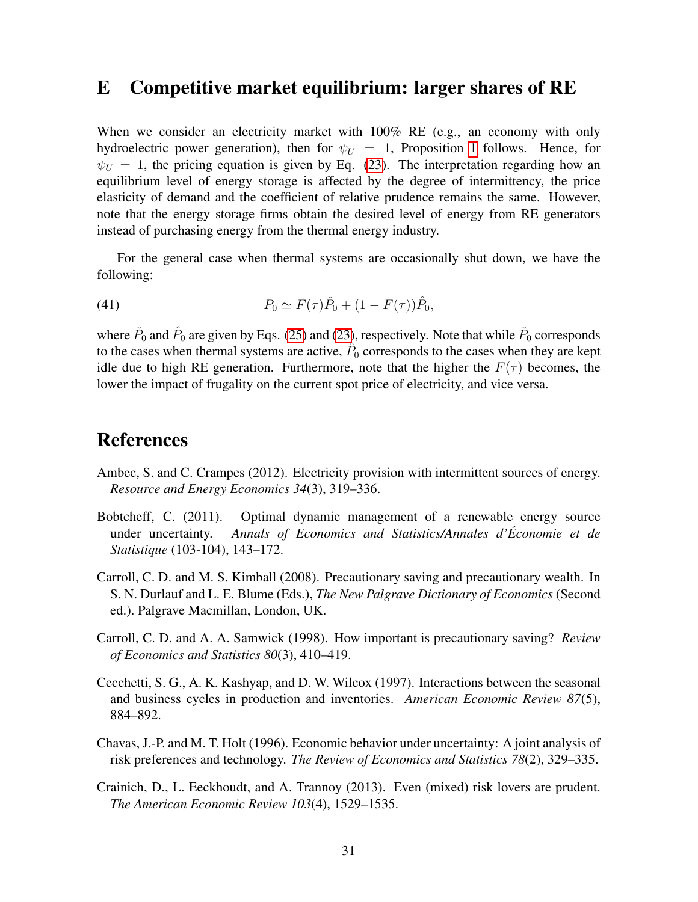# E Competitive market equilibrium: larger shares of RE

When we consider an electricity market with 100% RE (e.g., an economy with only hydroelectric power generation), then for $\psi_U = 1$, Proposition 1 follows. Hence, for $\psi_U = 1$, the pricing equation is given by Eq. (23). The interpretation regarding how an equilibrium level of energy storage is affected by the degree of intermittency, the price elasticity of demand and the coefficient of relative prudence remains the same. However, note that the energy storage firms obtain the desired level of energy from RE generators instead of purchasing energy from the thermal energy industry.

For the general case when thermal systems are occasionally shut down, we have the following:

$$P_0 \simeq F(\tau)\check{P}_0 + (1 - F(\tau))\hat{P}_0, \tag{41}$$

where $\check{P}_0$ and $\hat{P}_0$ are given by Eqs. (25) and (23), respectively. Note that while $\check{P}_0$ corresponds to the cases when thermal systems are active, $\hat{P}_0$ corresponds to the cases when they are kept idle due to high RE generation. Furthermore, note that the higher the $F(\tau)$ becomes, the lower the impact of frugality on the current spot price of electricity, and vice versa.

# References

Ambec, S. and C. Crampes (2012). Electricity provision with intermittent sources of energy. *Resource and Energy Economics 34*(3), 319–336.

Bobtcheff, C. (2011). Optimal dynamic management of a renewable energy source under uncertainty. *Annals of Economics and Statistics/Annales d'Économie et de Statistique* (103-104), 143–172.

Carroll, C. D. and M. S. Kimball (2008). Precautionary saving and precautionary wealth. In S. N. Durlauf and L. E. Blume (Eds.), *The New Palgrave Dictionary of Economics* (Second ed.). Palgrave Macmillan, London, UK.

Carroll, C. D. and A. A. Samwick (1998). How important is precautionary saving? *Review of Economics and Statistics 80*(3), 410–419.

Cecchetti, S. G., A. K. Kashyap, and D. W. Wilcox (1997). Interactions between the seasonal and business cycles in production and inventories. *American Economic Review 87*(5), 884–892.

Chavas, J.-P. and M. T. Holt (1996). Economic behavior under uncertainty: A joint analysis of risk preferences and technology. *The Review of Economics and Statistics 78*(2), 329–335.

Crainich, D., L. Eeckhoudt, and A. Trannoy (2013). Even (mixed) risk lovers are prudent. *The American Economic Review 103*(4), 1529–1535.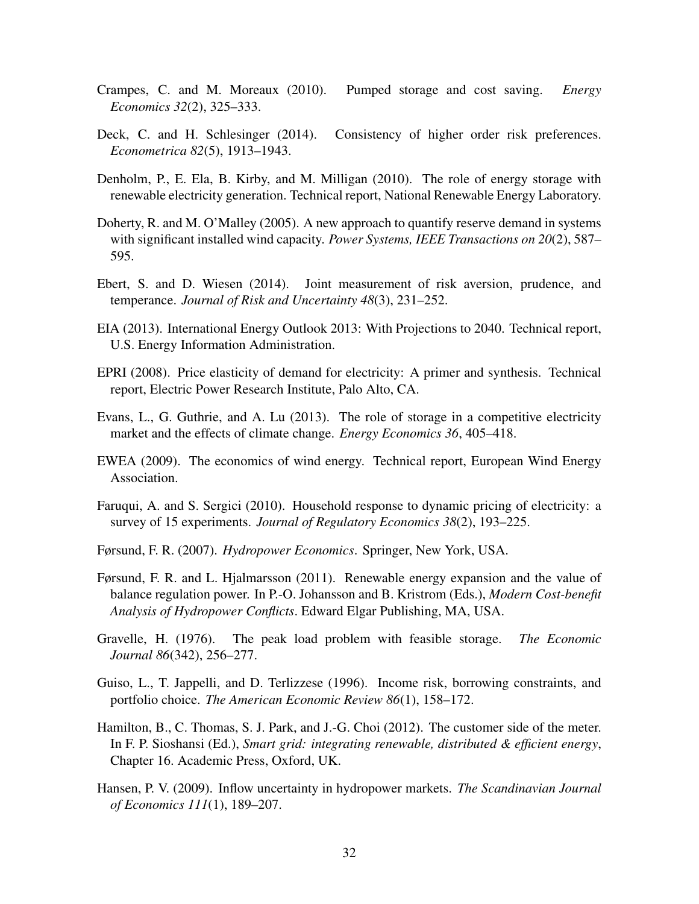Crampes, C. and M. Moreaux (2010). Pumped storage and cost saving. *Energy Economics 32*(2), 325–333.

Deck, C. and H. Schlesinger (2014). Consistency of higher order risk preferences. *Econometrica 82*(5), 1913–1943.

Denholm, P., E. Ela, B. Kirby, and M. Milligan (2010). The role of energy storage with renewable electricity generation. Technical report, National Renewable Energy Laboratory.

Doherty, R. and M. O'Malley (2005). A new approach to quantify reserve demand in systems with significant installed wind capacity. *Power Systems, IEEE Transactions on 20*(2), 587–595.

Ebert, S. and D. Wiesen (2014). Joint measurement of risk aversion, prudence, and temperance. *Journal of Risk and Uncertainty 48*(3), 231–252.

EIA (2013). International Energy Outlook 2013: With Projections to 2040. Technical report, U.S. Energy Information Administration.

EPRI (2008). Price elasticity of demand for electricity: A primer and synthesis. Technical report, Electric Power Research Institute, Palo Alto, CA.

Evans, L., G. Guthrie, and A. Lu (2013). The role of storage in a competitive electricity market and the effects of climate change. *Energy Economics 36*, 405–418.

EWEA (2009). The economics of wind energy. Technical report, European Wind Energy Association.

Faruqui, A. and S. Sergici (2010). Household response to dynamic pricing of electricity: a survey of 15 experiments. *Journal of Regulatory Economics 38*(2), 193–225.

Førsund, F. R. (2007). *Hydropower Economics*. Springer, New York, USA.

Førsund, F. R. and L. Hjalmarsson (2011). Renewable energy expansion and the value of balance regulation power. In P.-O. Johansson and B. Kristrom (Eds.), *Modern Cost-benefit Analysis of Hydropower Conflicts*. Edward Elgar Publishing, MA, USA.

Gravelle, H. (1976). The peak load problem with feasible storage. *The Economic Journal 86*(342), 256–277.

Guiso, L., T. Jappelli, and D. Terlizzese (1996). Income risk, borrowing constraints, and portfolio choice. *The American Economic Review 86*(1), 158–172.

Hamilton, B., C. Thomas, S. J. Park, and J.-G. Choi (2012). The customer side of the meter. In F. P. Sioshansi (Ed.), *Smart grid: integrating renewable, distributed & efficient energy*, Chapter 16. Academic Press, Oxford, UK.

Hansen, P. V. (2009). Inflow uncertainty in hydropower markets. *The Scandinavian Journal of Economics 111*(1), 189–207.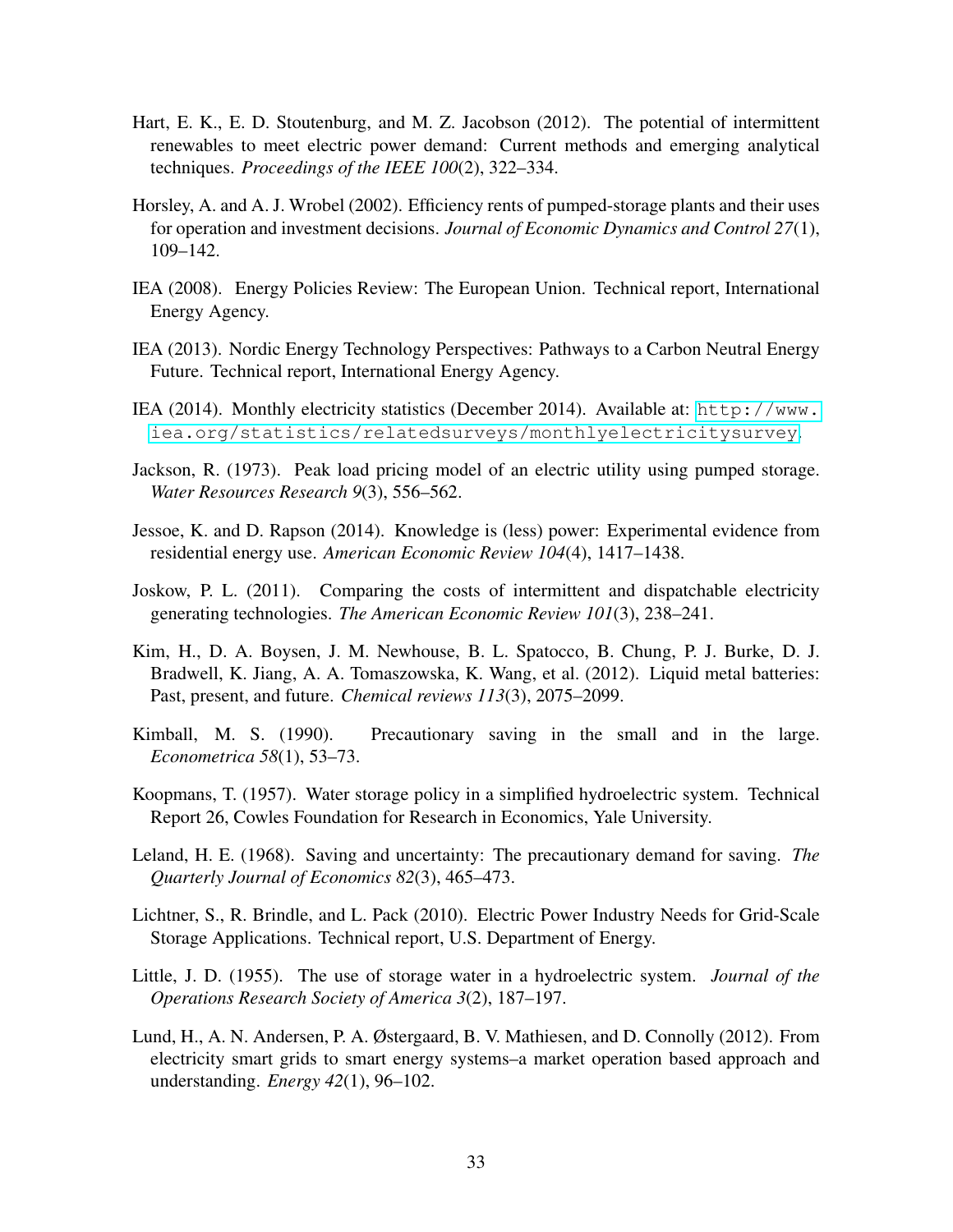Hart, E. K., E. D. Stoutenburg, and M. Z. Jacobson (2012). The potential of intermittent renewables to meet electric power demand: Current methods and emerging analytical techniques. *Proceedings of the IEEE 100*(2), 322–334.

Horsley, A. and A. J. Wrobel (2002). Efficiency rents of pumped-storage plants and their uses for operation and investment decisions. *Journal of Economic Dynamics and Control 27*(1), 109–142.

IEA (2008). Energy Policies Review: The European Union. Technical report, International Energy Agency.

IEA (2013). Nordic Energy Technology Perspectives: Pathways to a Carbon Neutral Energy Future. Technical report, International Energy Agency.

IEA (2014). Monthly electricity statistics (December 2014). Available at: `http://www.iea.org/statistics/relatedsurveys/monthlyelectricitysurvey`.

Jackson, R. (1973). Peak load pricing model of an electric utility using pumped storage. *Water Resources Research 9*(3), 556–562.

Jessoe, K. and D. Rapson (2014). Knowledge is (less) power: Experimental evidence from residential energy use. *American Economic Review 104*(4), 1417–1438.

Joskow, P. L. (2011). Comparing the costs of intermittent and dispatchable electricity generating technologies. *The American Economic Review 101*(3), 238–241.

Kim, H., D. A. Boysen, J. M. Newhouse, B. L. Spatocco, B. Chung, P. J. Burke, D. J. Bradwell, K. Jiang, A. A. Tomaszowska, K. Wang, et al. (2012). Liquid metal batteries: Past, present, and future. *Chemical reviews 113*(3), 2075–2099.

Kimball, M. S. (1990). Precautionary saving in the small and in the large. *Econometrica 58*(1), 53–73.

Koopmans, T. (1957). Water storage policy in a simplified hydroelectric system. Technical Report 26, Cowles Foundation for Research in Economics, Yale University.

Leland, H. E. (1968). Saving and uncertainty: The precautionary demand for saving. *The Quarterly Journal of Economics 82*(3), 465–473.

Lichtner, S., R. Brindle, and L. Pack (2010). Electric Power Industry Needs for Grid-Scale Storage Applications. Technical report, U.S. Department of Energy.

Little, J. D. (1955). The use of storage water in a hydroelectric system. *Journal of the Operations Research Society of America 3*(2), 187–197.

Lund, H., A. N. Andersen, P. A. Østergaard, B. V. Mathiesen, and D. Connolly (2012). From electricity smart grids to smart energy systems–a market operation based approach and understanding. *Energy 42*(1), 96–102.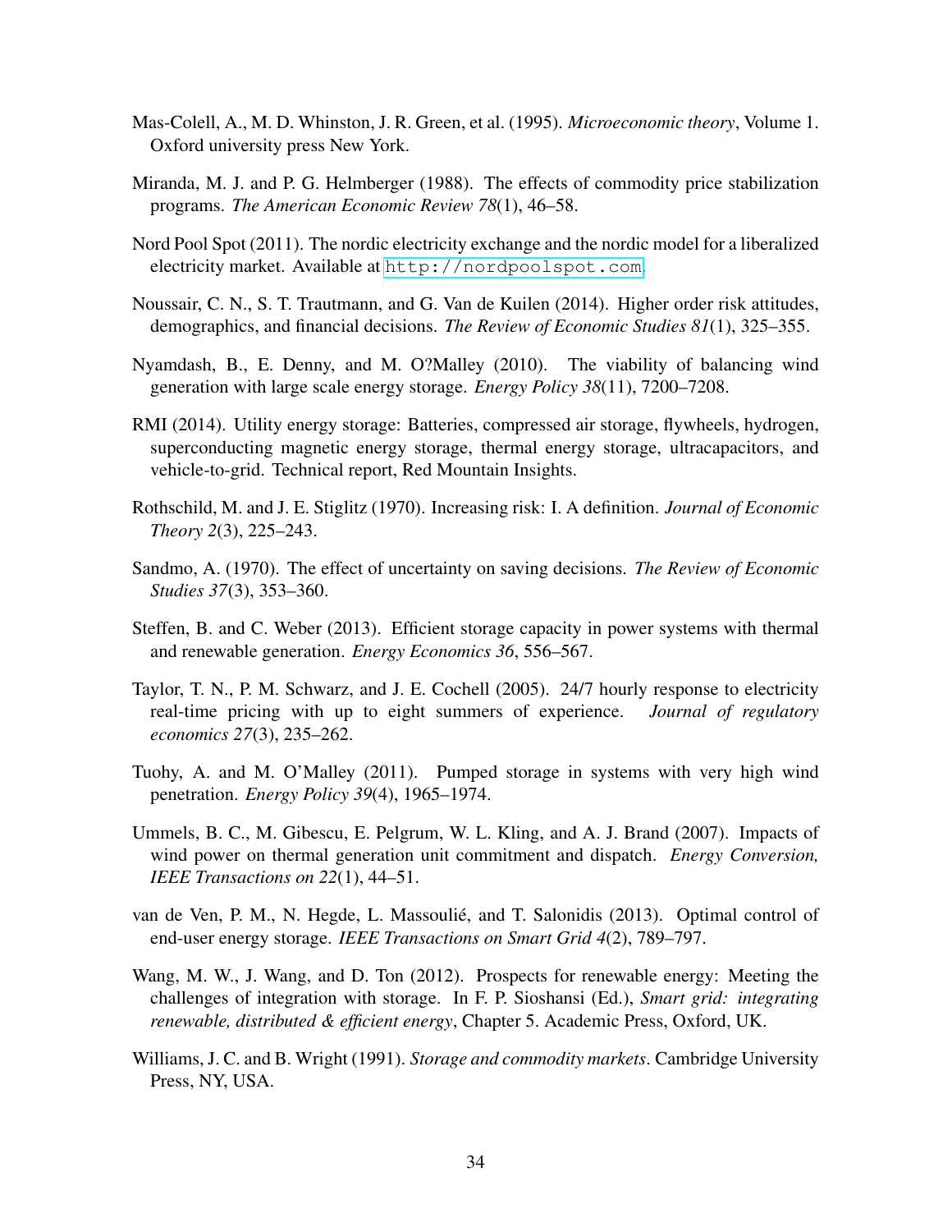Mas-Colell, A., M. D. Whinston, J. R. Green, et al. (1995). *Microeconomic theory*, Volume 1. Oxford university press New York.

Miranda, M. J. and P. G. Helmberger (1988). The effects of commodity price stabilization programs. *The American Economic Review 78*(1), 46–58.

Nord Pool Spot (2011). The nordic electricity exchange and the nordic model for a liberalized electricity market. Available at http://nordpoolspot.com.

Noussair, C. N., S. T. Trautmann, and G. Van de Kuilen (2014). Higher order risk attitudes, demographics, and financial decisions. *The Review of Economic Studies 81*(1), 325–355.

Nyamdash, B., E. Denny, and M. O?Malley (2010). The viability of balancing wind generation with large scale energy storage. *Energy Policy 38*(11), 7200–7208.

RMI (2014). Utility energy storage: Batteries, compressed air storage, flywheels, hydrogen, superconducting magnetic energy storage, thermal energy storage, ultracapacitors, and vehicle-to-grid. Technical report, Red Mountain Insights.

Rothschild, M. and J. E. Stiglitz (1970). Increasing risk: I. A definition. *Journal of Economic Theory 2*(3), 225–243.

Sandmo, A. (1970). The effect of uncertainty on saving decisions. *The Review of Economic Studies 37*(3), 353–360.

Steffen, B. and C. Weber (2013). Efficient storage capacity in power systems with thermal and renewable generation. *Energy Economics 36*, 556–567.

Taylor, T. N., P. M. Schwarz, and J. E. Cochell (2005). 24/7 hourly response to electricity real-time pricing with up to eight summers of experience. *Journal of regulatory economics 27*(3), 235–262.

Tuohy, A. and M. O'Malley (2011). Pumped storage in systems with very high wind penetration. *Energy Policy 39*(4), 1965–1974.

Ummels, B. C., M. Gibescu, E. Pelgrum, W. L. Kling, and A. J. Brand (2007). Impacts of wind power on thermal generation unit commitment and dispatch. *Energy Conversion, IEEE Transactions on 22*(1), 44–51.

van de Ven, P. M., N. Hegde, L. Massoulié, and T. Salonidis (2013). Optimal control of end-user energy storage. *IEEE Transactions on Smart Grid 4*(2), 789–797.

Wang, M. W., J. Wang, and D. Ton (2012). Prospects for renewable energy: Meeting the challenges of integration with storage. In F. P. Sioshansi (Ed.), *Smart grid: integrating renewable, distributed & efficient energy*, Chapter 5. Academic Press, Oxford, UK.

Williams, J. C. and B. Wright (1991). *Storage and commodity markets*. Cambridge University Press, NY, USA.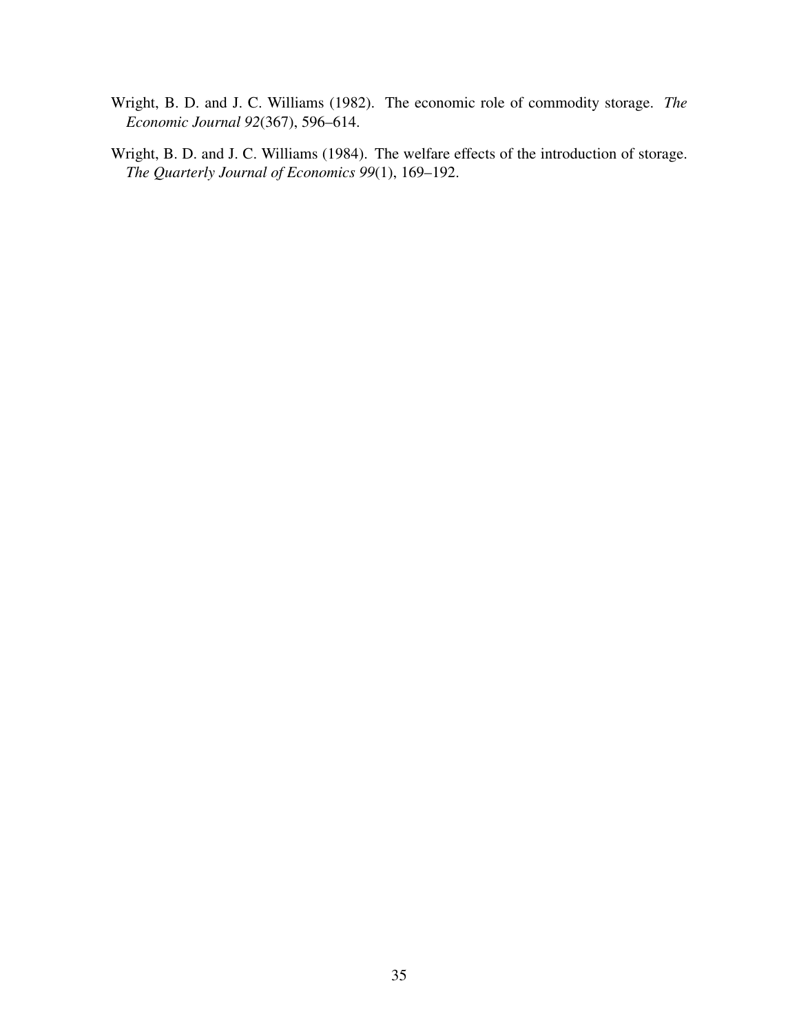Wright, B. D. and J. C. Williams (1982). The economic role of commodity storage. *The Economic Journal 92*(367), 596–614.

Wright, B. D. and J. C. Williams (1984). The welfare effects of the introduction of storage. *The Quarterly Journal of Economics 99*(1), 169–192.